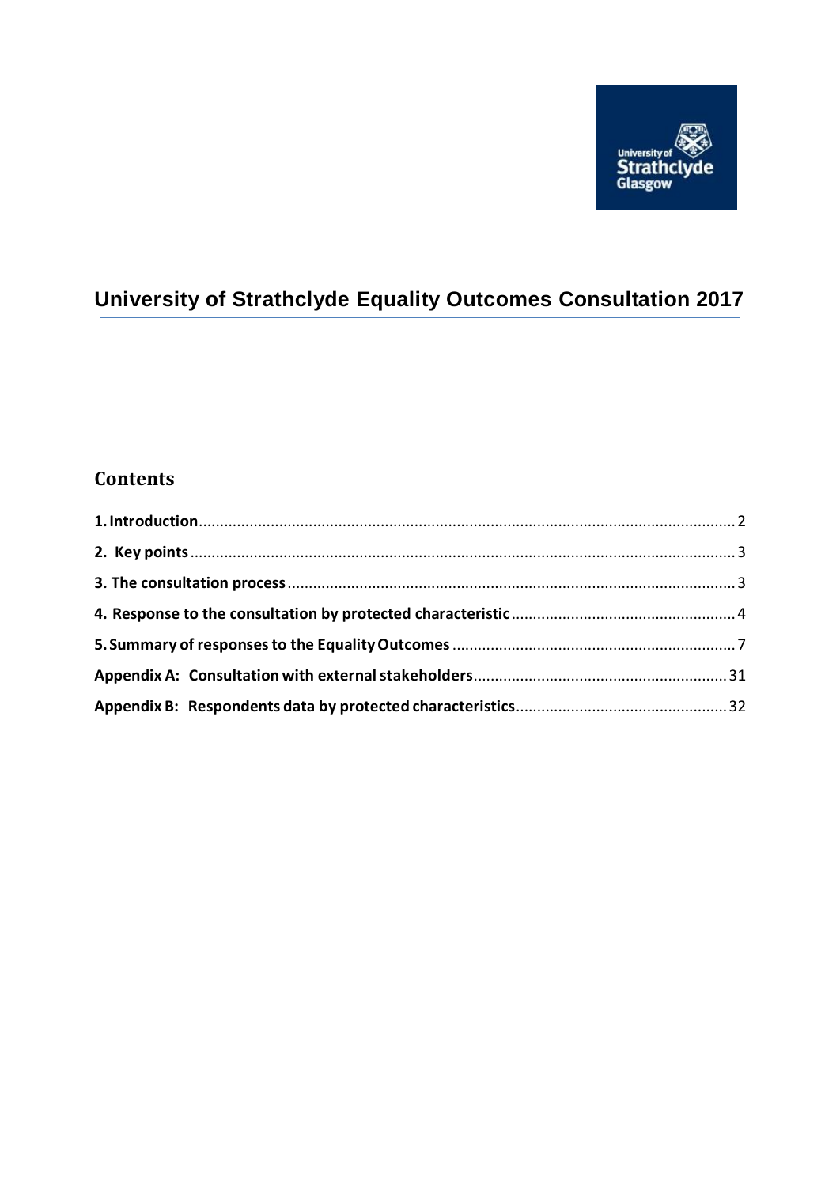# University of Strathclyde Equality Outcomes Consultation 2017

## Contents

**1. Introduction** ..... 2

**2. Key points** ..... 3

**3. The consultation process** ..... 3

**4. Response to the consultation by protected characteristic** ..... 4

**5. Summary of responses to the Equality Outcomes** ..... 7

**Appendix A: Consultation with external stakeholders** ..... 31

**Appendix B: Respondents data by protected characteristics** ..... 32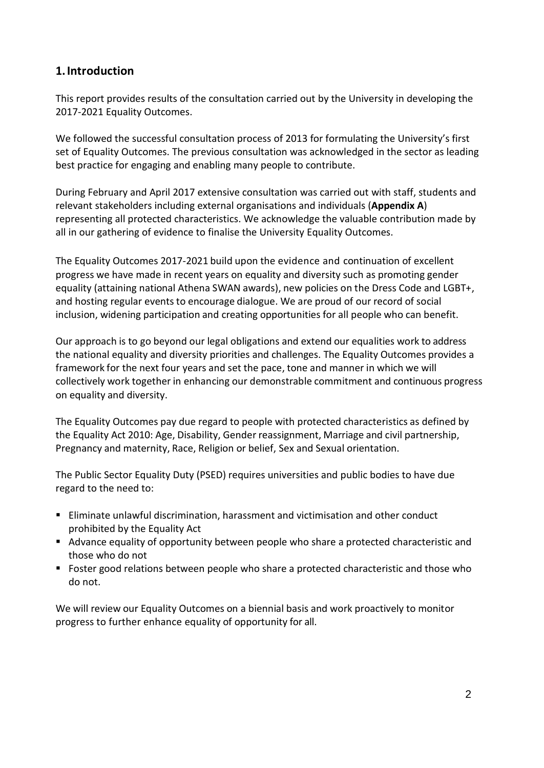## 1. Introduction

This report provides results of the consultation carried out by the University in developing the 2017-2021 Equality Outcomes.

We followed the successful consultation process of 2013 for formulating the University's first set of Equality Outcomes. The previous consultation was acknowledged in the sector as leading best practice for engaging and enabling many people to contribute.

During February and April 2017 extensive consultation was carried out with staff, students and relevant stakeholders including external organisations and individuals (**Appendix A**) representing all protected characteristics. We acknowledge the valuable contribution made by all in our gathering of evidence to finalise the University Equality Outcomes.

The Equality Outcomes 2017-2021 build upon the evidence and continuation of excellent progress we have made in recent years on equality and diversity such as promoting gender equality (attaining national Athena SWAN awards), new policies on the Dress Code and LGBT+, and hosting regular events to encourage dialogue. We are proud of our record of social inclusion, widening participation and creating opportunities for all people who can benefit.

Our approach is to go beyond our legal obligations and extend our equalities work to address the national equality and diversity priorities and challenges. The Equality Outcomes provides a framework for the next four years and set the pace, tone and manner in which we will collectively work together in enhancing our demonstrable commitment and continuous progress on equality and diversity.

The Equality Outcomes pay due regard to people with protected characteristics as defined by the Equality Act 2010: Age, Disability, Gender reassignment, Marriage and civil partnership, Pregnancy and maternity, Race, Religion or belief, Sex and Sexual orientation.

The Public Sector Equality Duty (PSED) requires universities and public bodies to have due regard to the need to:

- Eliminate unlawful discrimination, harassment and victimisation and other conduct prohibited by the Equality Act
- Advance equality of opportunity between people who share a protected characteristic and those who do not
- Foster good relations between people who share a protected characteristic and those who do not.

We will review our Equality Outcomes on a biennial basis and work proactively to monitor progress to further enhance equality of opportunity for all.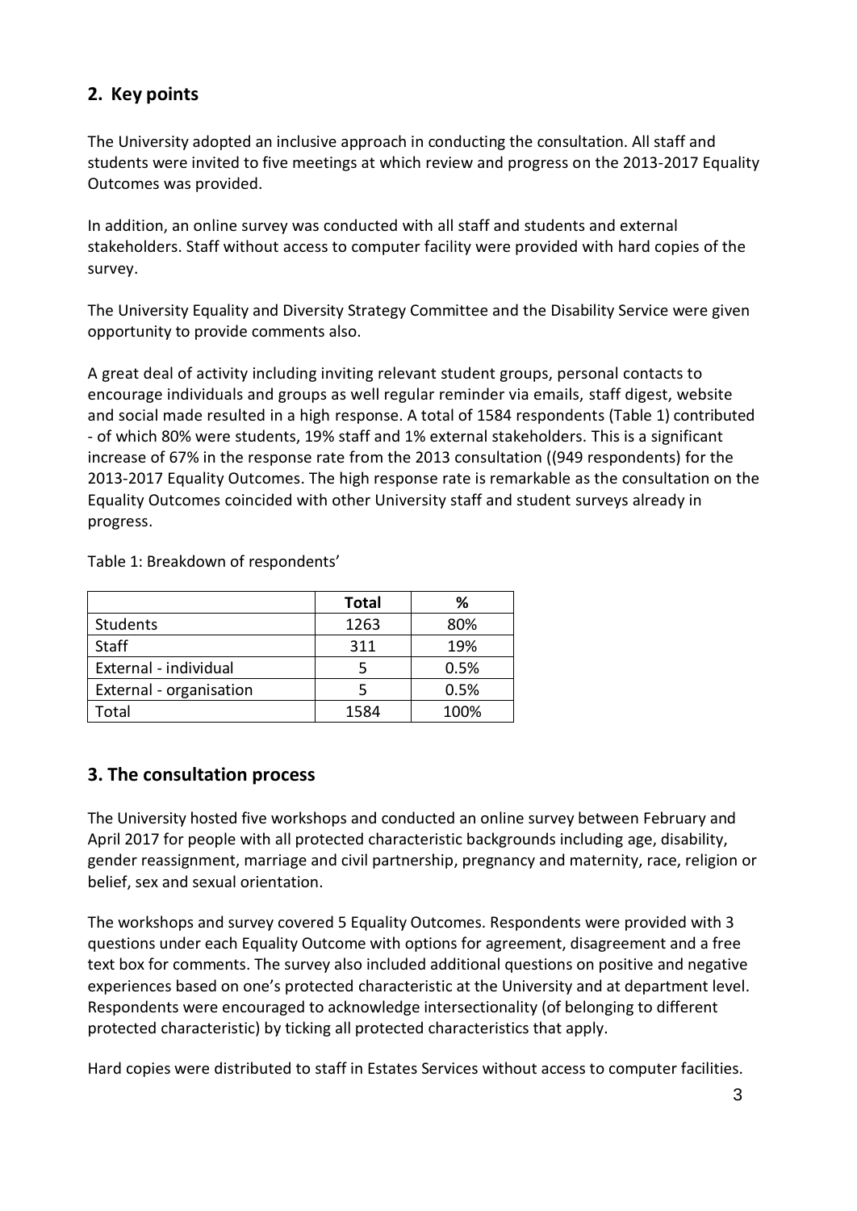## 2. Key points

The University adopted an inclusive approach in conducting the consultation. All staff and students were invited to five meetings at which review and progress on the 2013-2017 Equality Outcomes was provided.

In addition, an online survey was conducted with all staff and students and external stakeholders. Staff without access to computer facility were provided with hard copies of the survey.

The University Equality and Diversity Strategy Committee and the Disability Service were given opportunity to provide comments also.

A great deal of activity including inviting relevant student groups, personal contacts to encourage individuals and groups as well regular reminder via emails, staff digest, website and social made resulted in a high response. A total of 1584 respondents (Table 1) contributed - of which 80% were students, 19% staff and 1% external stakeholders. This is a significant increase of 67% in the response rate from the 2013 consultation ((949 respondents) for the 2013-2017 Equality Outcomes. The high response rate is remarkable as the consultation on the Equality Outcomes coincided with other University staff and student surveys already in progress.

Table 1: Breakdown of respondents'

| | **Total** | **%** |
|---|---|---|
| Students | 1263 | 80% |
| Staff | 311 | 19% |
| External - individual | 5 | 0.5% |
| External - organisation | 5 | 0.5% |
| Total | 1584 | 100% |

## 3. The consultation process

The University hosted five workshops and conducted an online survey between February and April 2017 for people with all protected characteristic backgrounds including age, disability, gender reassignment, marriage and civil partnership, pregnancy and maternity, race, religion or belief, sex and sexual orientation.

The workshops and survey covered 5 Equality Outcomes. Respondents were provided with 3 questions under each Equality Outcome with options for agreement, disagreement and a free text box for comments. The survey also included additional questions on positive and negative experiences based on one's protected characteristic at the University and at department level. Respondents were encouraged to acknowledge intersectionality (of belonging to different protected characteristic) by ticking all protected characteristics that apply.

Hard copies were distributed to staff in Estates Services without access to computer facilities.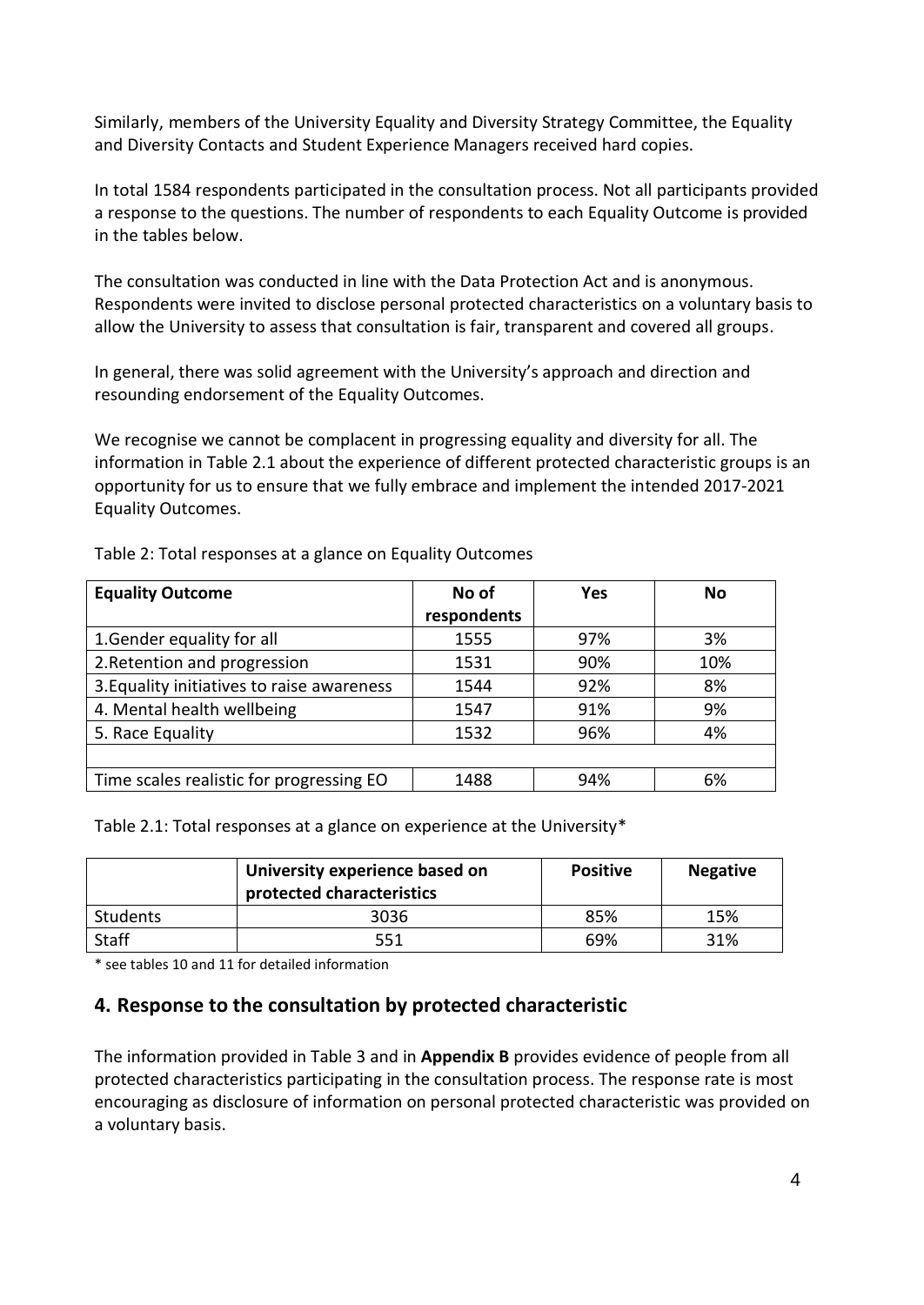Similarly, members of the University Equality and Diversity Strategy Committee, the Equality and Diversity Contacts and Student Experience Managers received hard copies.

In total 1584 respondents participated in the consultation process. Not all participants provided a response to the questions. The number of respondents to each Equality Outcome is provided in the tables below.

The consultation was conducted in line with the Data Protection Act and is anonymous. Respondents were invited to disclose personal protected characteristics on a voluntary basis to allow the University to assess that consultation is fair, transparent and covered all groups.

In general, there was solid agreement with the University's approach and direction and resounding endorsement of the Equality Outcomes.

We recognise we cannot be complacent in progressing equality and diversity for all. The information in Table 2.1 about the experience of different protected characteristic groups is an opportunity for us to ensure that we fully embrace and implement the intended 2017-2021 Equality Outcomes.

Table 2: Total responses at a glance on Equality Outcomes

| Equality Outcome | No of respondents | Yes | No |
|---|---|---|---|
| 1.Gender equality for all | 1555 | 97% | 3% |
| 2.Retention and progression | 1531 | 90% | 10% |
| 3.Equality initiatives to raise awareness | 1544 | 92% | 8% |
| 4. Mental health wellbeing | 1547 | 91% | 9% |
| 5. Race Equality | 1532 | 96% | 4% |
| | | | |
| Time scales realistic for progressing EO | 1488 | 94% | 6% |

Table 2.1: Total responses at a glance on experience at the University*

| | University experience based on protected characteristics | Positive | Negative |
|---|---|---|---|
| Students | 3036 | 85% | 15% |
| Staff | 551 | 69% | 31% |

* see tables 10 and 11 for detailed information

## 4. Response to the consultation by protected characteristic

The information provided in Table 3 and in **Appendix B** provides evidence of people from all protected characteristics participating in the consultation process. The response rate is most encouraging as disclosure of information on personal protected characteristic was provided on a voluntary basis.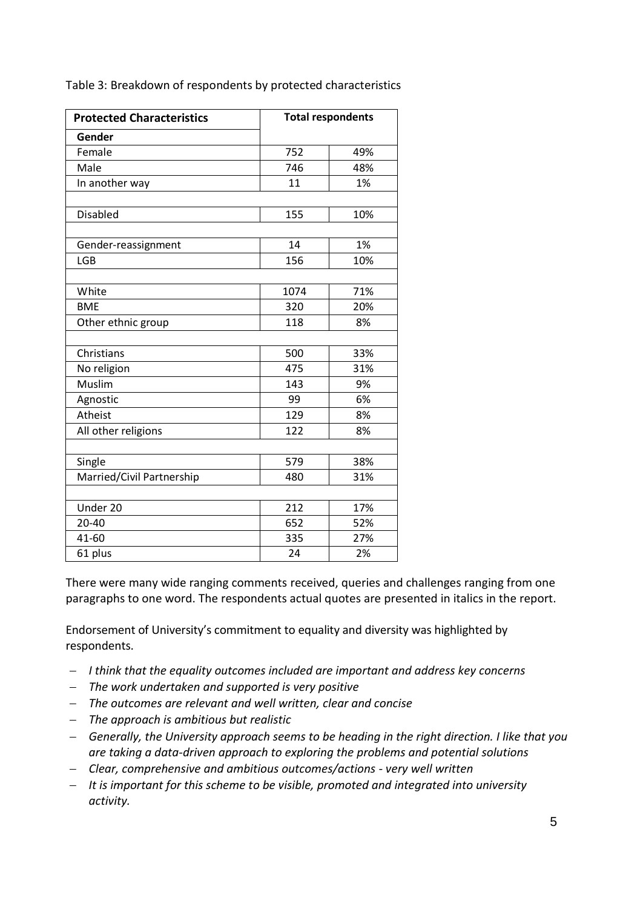Table 3: Breakdown of respondents by protected characteristics

| Protected Characteristics | Total respondents | |
|---|---|---|
| **Gender** | | |
| Female | 752 | 49% |
| Male | 746 | 48% |
| In another way | 11 | 1% |
| | | |
| Disabled | 155 | 10% |
| | | |
| Gender-reassignment | 14 | 1% |
| LGB | 156 | 10% |
| | | |
| White | 1074 | 71% |
| BME | 320 | 20% |
| Other ethnic group | 118 | 8% |
| | | |
| Christians | 500 | 33% |
| No religion | 475 | 31% |
| Muslim | 143 | 9% |
| Agnostic | 99 | 6% |
| Atheist | 129 | 8% |
| All other religions | 122 | 8% |
| | | |
| Single | 579 | 38% |
| Married/Civil Partnership | 480 | 31% |
| | | |
| Under 20 | 212 | 17% |
| 20-40 | 652 | 52% |
| 41-60 | 335 | 27% |
| 61 plus | 24 | 2% |

There were many wide ranging comments received, queries and challenges ranging from one paragraphs to one word. The respondents actual quotes are presented in italics in the report.

Endorsement of University's commitment to equality and diversity was highlighted by respondents.

- *I think that the equality outcomes included are important and address key concerns*
- *The work undertaken and supported is very positive*
- *The outcomes are relevant and well written, clear and concise*
- *The approach is ambitious but realistic*
- *Generally, the University approach seems to be heading in the right direction. I like that you are taking a data-driven approach to exploring the problems and potential solutions*
- *Clear, comprehensive and ambitious outcomes/actions - very well written*
- *It is important for this scheme to be visible, promoted and integrated into university activity.*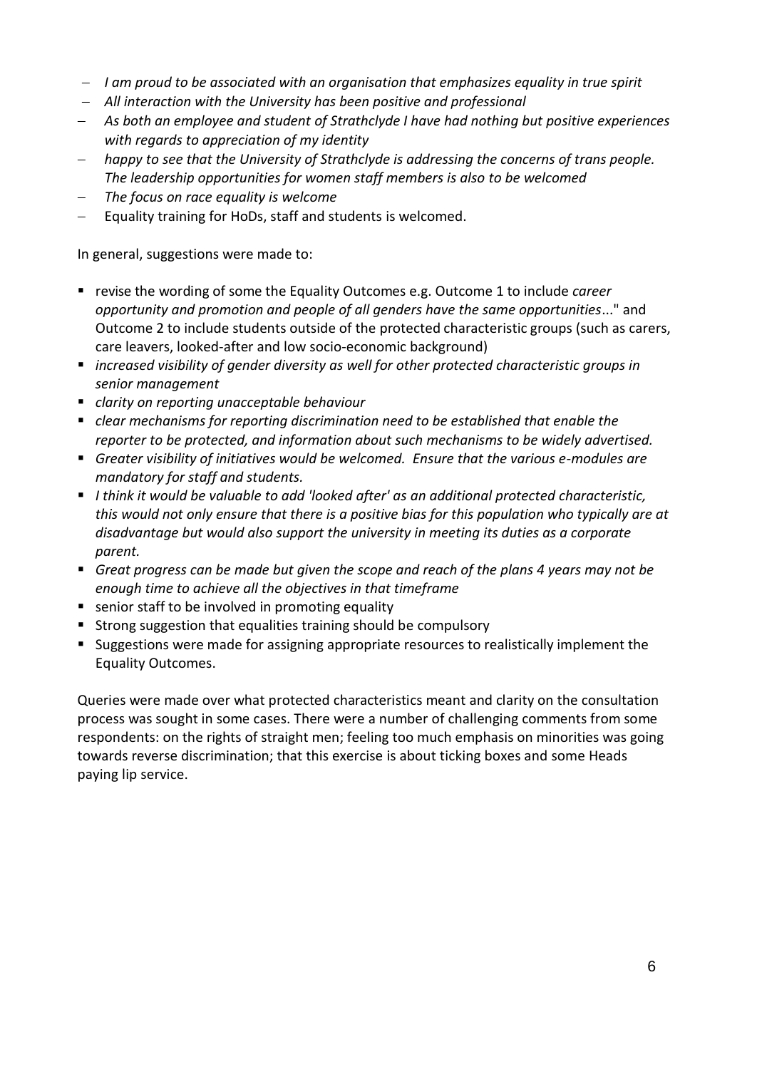- *I am proud to be associated with an organisation that emphasizes equality in true spirit*
- *All interaction with the University has been positive and professional*
- *As both an employee and student of Strathclyde I have had nothing but positive experiences with regards to appreciation of my identity*
- *happy to see that the University of Strathclyde is addressing the concerns of trans people. The leadership opportunities for women staff members is also to be welcomed*
- *The focus on race equality is welcome*
- Equality training for HoDs, staff and students is welcomed.

In general, suggestions were made to:

- revise the wording of some the Equality Outcomes e.g. Outcome 1 to include *career opportunity and promotion and people of all genders have the same opportunities*..." and Outcome 2 to include students outside of the protected characteristic groups (such as carers, care leavers, looked-after and low socio-economic background)
- *increased visibility of gender diversity as well for other protected characteristic groups in senior management*
- *clarity on reporting unacceptable behaviour*
- *clear mechanisms for reporting discrimination need to be established that enable the reporter to be protected, and information about such mechanisms to be widely advertised.*
- *Greater visibility of initiatives would be welcomed. Ensure that the various e-modules are mandatory for staff and students.*
- *I think it would be valuable to add 'looked after' as an additional protected characteristic, this would not only ensure that there is a positive bias for this population who typically are at disadvantage but would also support the university in meeting its duties as a corporate parent.*
- *Great progress can be made but given the scope and reach of the plans 4 years may not be enough time to achieve all the objectives in that timeframe*
- senior staff to be involved in promoting equality
- Strong suggestion that equalities training should be compulsory
- Suggestions were made for assigning appropriate resources to realistically implement the Equality Outcomes.

Queries were made over what protected characteristics meant and clarity on the consultation process was sought in some cases. There were a number of challenging comments from some respondents: on the rights of straight men; feeling too much emphasis on minorities was going towards reverse discrimination; that this exercise is about ticking boxes and some Heads paying lip service.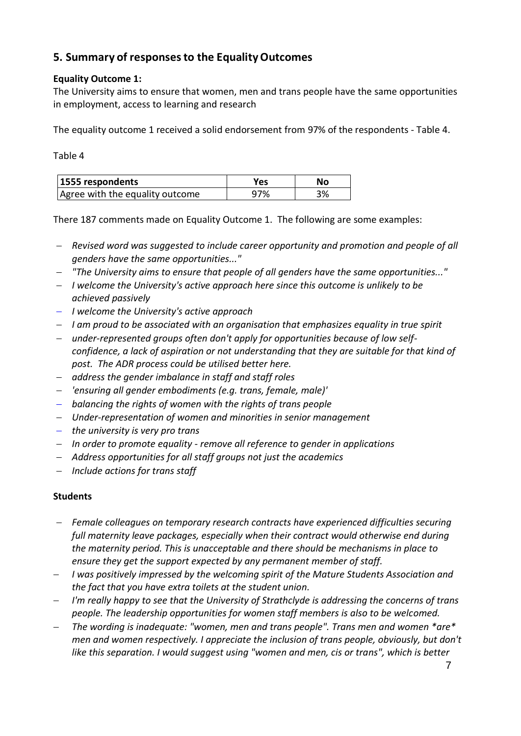## 5. Summary of responses to the Equality Outcomes

**Equality Outcome 1:**

The University aims to ensure that women, men and trans people have the same opportunities in employment, access to learning and research

The equality outcome 1 received a solid endorsement from 97% of the respondents - Table 4.

Table 4

| 1555 respondents | Yes | No |
|---|---|---|
| Agree with the equality outcome | 97% | 3% |

There 187 comments made on Equality Outcome 1. The following are some examples:

- *Revised word was suggested to include career opportunity and promotion and people of all genders have the same opportunities..."*
- *"The University aims to ensure that people of all genders have the same opportunities..."*
- *I welcome the University's active approach here since this outcome is unlikely to be achieved passively*
- *I welcome the University's active approach*
- *I am proud to be associated with an organisation that emphasizes equality in true spirit*
- *under-represented groups often don't apply for opportunities because of low self-confidence, a lack of aspiration or not understanding that they are suitable for that kind of post. The ADR process could be utilised better here.*
- *address the gender imbalance in staff and staff roles*
- *'ensuring all gender embodiments (e.g. trans, female, male)'*
- *balancing the rights of women with the rights of trans people*
- *Under-representation of women and minorities in senior management*
- *the university is very pro trans*
- *In order to promote equality - remove all reference to gender in applications*
- *Address opportunities for all staff groups not just the academics*
- *Include actions for trans staff*

**Students**

- *Female colleagues on temporary research contracts have experienced difficulties securing full maternity leave packages, especially when their contract would otherwise end during the maternity period. This is unacceptable and there should be mechanisms in place to ensure they get the support expected by any permanent member of staff.*
- *I was positively impressed by the welcoming spirit of the Mature Students Association and the fact that you have extra toilets at the student union.*
- *I'm really happy to see that the University of Strathclyde is addressing the concerns of trans people. The leadership opportunities for women staff members is also to be welcomed.*
- *The wording is inadequate: "women, men and trans people". Trans men and women *are* men and women respectively. I appreciate the inclusion of trans people, obviously, but don't like this separation. I would suggest using "women and men, cis or trans", which is better*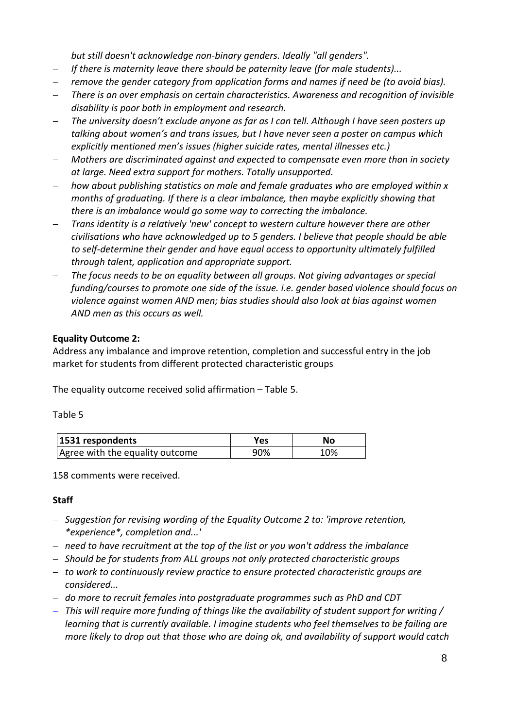*but still doesn't acknowledge non-binary genders. Ideally "all genders".*

- *If there is maternity leave there should be paternity leave (for male students)...*
- *remove the gender category from application forms and names if need be (to avoid bias).*
- *There is an over emphasis on certain characteristics. Awareness and recognition of invisible disability is poor both in employment and research.*
- *The university doesn't exclude anyone as far as I can tell. Although I have seen posters up talking about women's and trans issues, but I have never seen a poster on campus which explicitly mentioned men's issues (higher suicide rates, mental illnesses etc.)*
- *Mothers are discriminated against and expected to compensate even more than in society at large. Need extra support for mothers. Totally unsupported.*
- *how about publishing statistics on male and female graduates who are employed within x months of graduating. If there is a clear imbalance, then maybe explicitly showing that there is an imbalance would go some way to correcting the imbalance.*
- *Trans identity is a relatively 'new' concept to western culture however there are other civilisations who have acknowledged up to 5 genders. I believe that people should be able to self-determine their gender and have equal access to opportunity ultimately fulfilled through talent, application and appropriate support.*
- *The focus needs to be on equality between all groups. Not giving advantages or special funding/courses to promote one side of the issue. i.e. gender based violence should focus on violence against women AND men; bias studies should also look at bias against women AND men as this occurs as well.*

**Equality Outcome 2:**

Address any imbalance and improve retention, completion and successful entry in the job market for students from different protected characteristic groups

The equality outcome received solid affirmation – Table 5.

Table 5

| 1531 respondents | Yes | No |
|---|---|---|
| Agree with the equality outcome | 90% | 10% |

158 comments were received.

**Staff**

- *Suggestion for revising wording of the Equality Outcome 2 to: 'improve retention, *experience*, completion and...'*
- *need to have recruitment at the top of the list or you won't address the imbalance*
- *Should be for students from ALL groups not only protected characteristic groups*
- *to work to continuously review practice to ensure protected characteristic groups are considered...*
- *do more to recruit females into postgraduate programmes such as PhD and CDT*
- *This will require more funding of things like the availability of student support for writing / learning that is currently available. I imagine students who feel themselves to be failing are more likely to drop out that those who are doing ok, and availability of support would catch*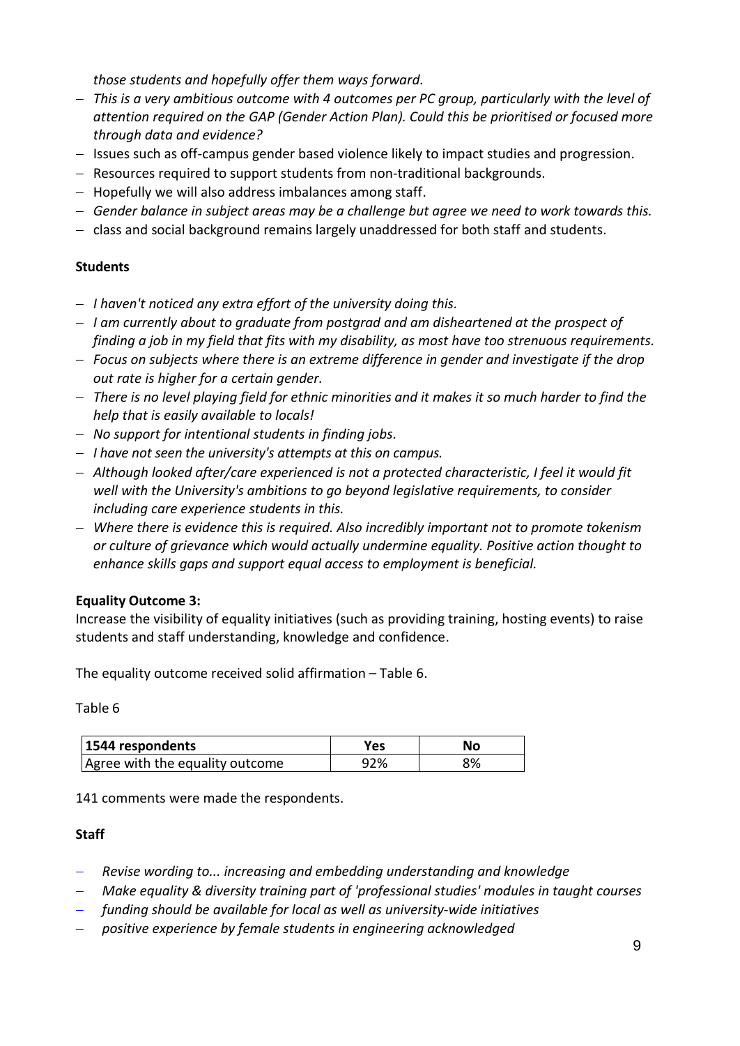*those students and hopefully offer them ways forward.*

- *This is a very ambitious outcome with 4 outcomes per PC group, particularly with the level of attention required on the GAP (Gender Action Plan). Could this be prioritised or focused more through data and evidence?*
- Issues such as off-campus gender based violence likely to impact studies and progression.
- Resources required to support students from non-traditional backgrounds.
- Hopefully we will also address imbalances among staff.
- *Gender balance in subject areas may be a challenge but agree we need to work towards this.*
- class and social background remains largely unaddressed for both staff and students.

**Students**

- *I haven't noticed any extra effort of the university doing this.*
- *I am currently about to graduate from postgrad and am disheartened at the prospect of finding a job in my field that fits with my disability, as most have too strenuous requirements.*
- *Focus on subjects where there is an extreme difference in gender and investigate if the drop out rate is higher for a certain gender.*
- *There is no level playing field for ethnic minorities and it makes it so much harder to find the help that is easily available to locals!*
- *No support for intentional students in finding jobs.*
- *I have not seen the university's attempts at this on campus.*
- *Although looked after/care experienced is not a protected characteristic, I feel it would fit well with the University's ambitions to go beyond legislative requirements, to consider including care experience students in this.*
- *Where there is evidence this is required. Also incredibly important not to promote tokenism or culture of grievance which would actually undermine equality. Positive action thought to enhance skills gaps and support equal access to employment is beneficial.*

**Equality Outcome 3:**

Increase the visibility of equality initiatives (such as providing training, hosting events) to raise students and staff understanding, knowledge and confidence.

The equality outcome received solid affirmation – Table 6.

Table 6

| 1544 respondents | Yes | No |
|---|---|---|
| Agree with the equality outcome | 92% | 8% |

141 comments were made the respondents.

**Staff**

- *Revise wording to... increasing and embedding understanding and knowledge*
- *Make equality & diversity training part of 'professional studies' modules in taught courses*
- *funding should be available for local as well as university-wide initiatives*
- *positive experience by female students in engineering acknowledged*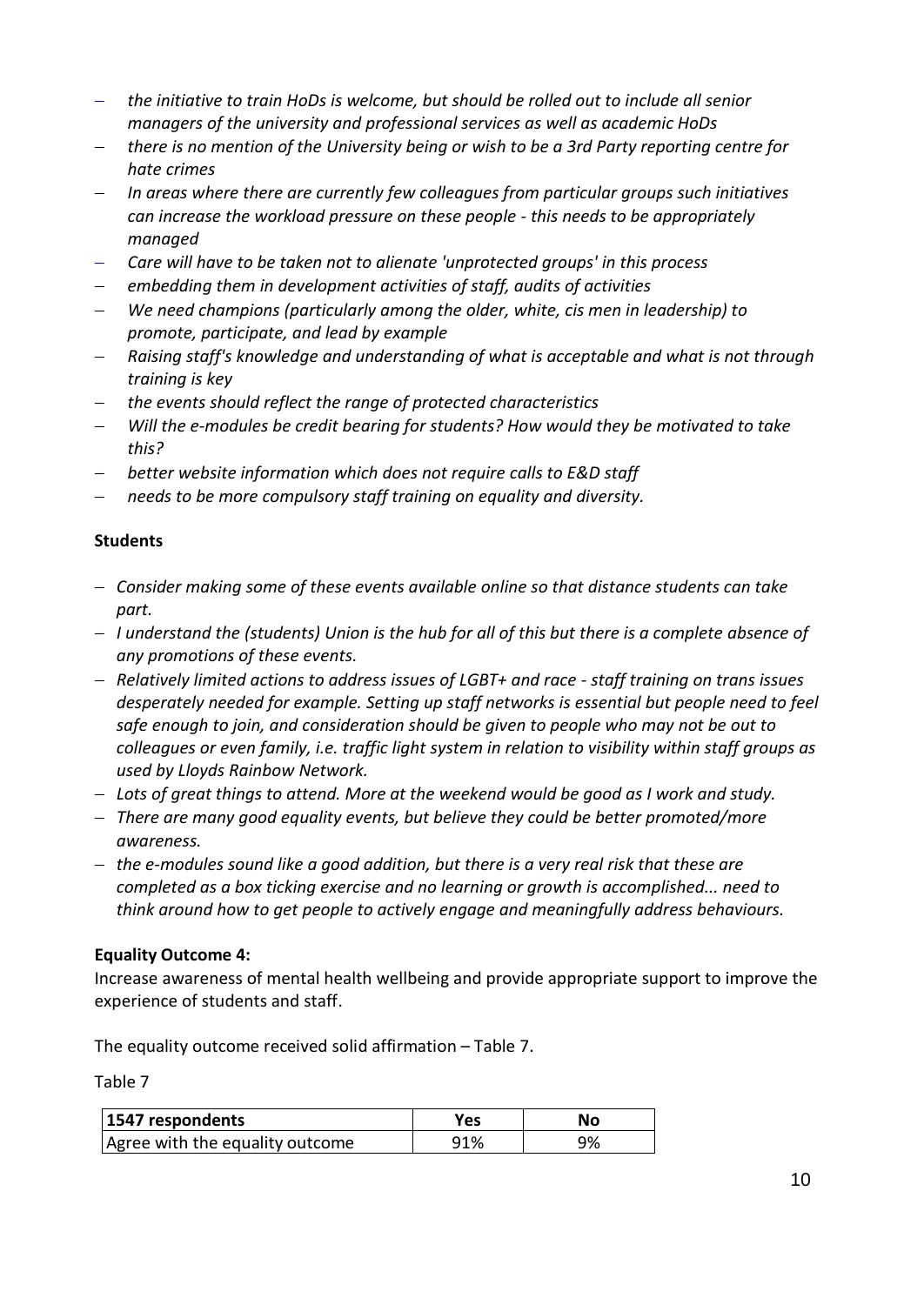- *the initiative to train HoDs is welcome, but should be rolled out to include all senior managers of the university and professional services as well as academic HoDs*
- *there is no mention of the University being or wish to be a 3rd Party reporting centre for hate crimes*
- *In areas where there are currently few colleagues from particular groups such initiatives can increase the workload pressure on these people - this needs to be appropriately managed*
- *Care will have to be taken not to alienate 'unprotected groups' in this process*
- *embedding them in development activities of staff, audits of activities*
- *We need champions (particularly among the older, white, cis men in leadership) to promote, participate, and lead by example*
- *Raising staff's knowledge and understanding of what is acceptable and what is not through training is key*
- *the events should reflect the range of protected characteristics*
- *Will the e-modules be credit bearing for students? How would they be motivated to take this?*
- *better website information which does not require calls to E&D staff*
- *needs to be more compulsory staff training on equality and diversity.*

**Students**

- *Consider making some of these events available online so that distance students can take part.*
- *I understand the (students) Union is the hub for all of this but there is a complete absence of any promotions of these events.*
- *Relatively limited actions to address issues of LGBT+ and race - staff training on trans issues desperately needed for example. Setting up staff networks is essential but people need to feel safe enough to join, and consideration should be given to people who may not be out to colleagues or even family, i.e. traffic light system in relation to visibility within staff groups as used by Lloyds Rainbow Network.*
- *Lots of great things to attend. More at the weekend would be good as I work and study.*
- *There are many good equality events, but believe they could be better promoted/more awareness.*
- *the e-modules sound like a good addition, but there is a very real risk that these are completed as a box ticking exercise and no learning or growth is accomplished... need to think around how to get people to actively engage and meaningfully address behaviours.*

**Equality Outcome 4:**

Increase awareness of mental health wellbeing and provide appropriate support to improve the experience of students and staff.

The equality outcome received solid affirmation – Table 7.

Table 7

| 1547 respondents | Yes | No |
|---|---|---|
| Agree with the equality outcome | 91% | 9% |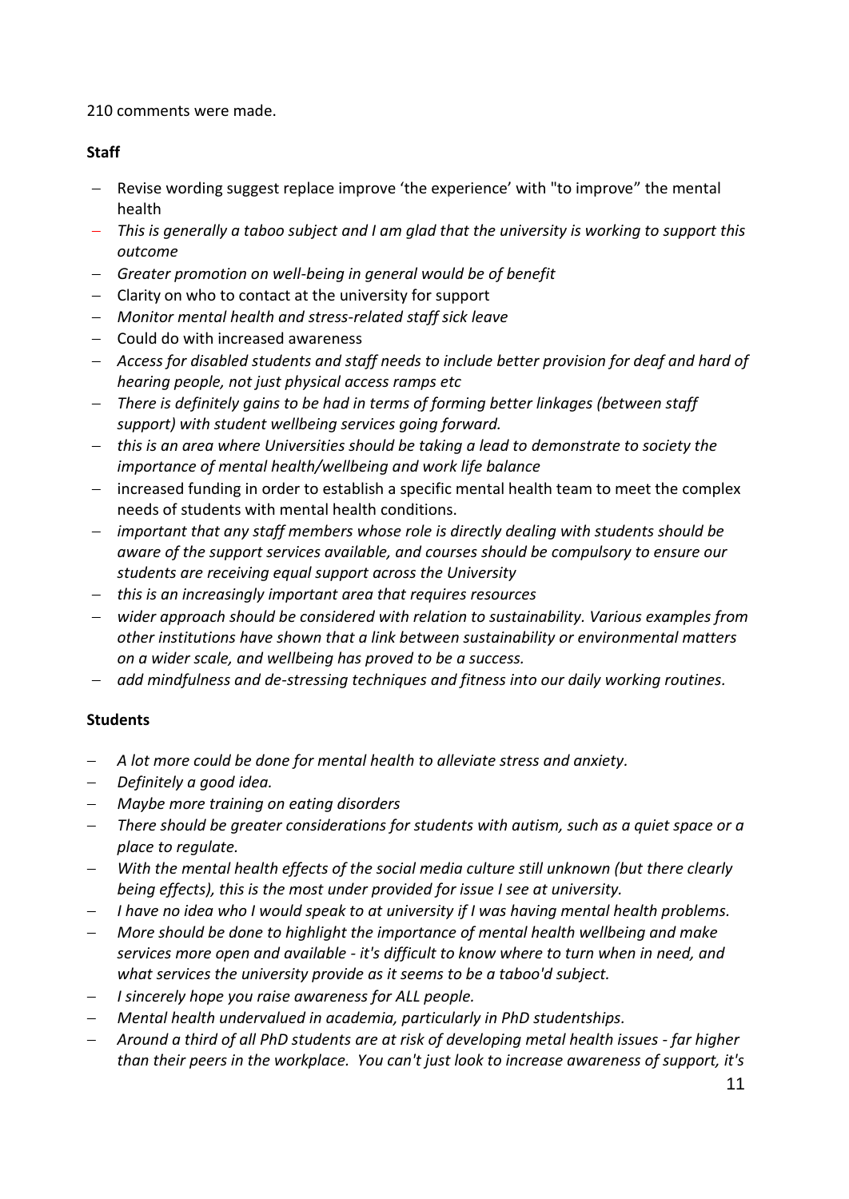210 comments were made.

**Staff**

- Revise wording suggest replace improve 'the experience' with "to improve" the mental health
- *This is generally a taboo subject and I am glad that the university is working to support this outcome*
- *Greater promotion on well-being in general would be of benefit*
- Clarity on who to contact at the university for support
- *Monitor mental health and stress-related staff sick leave*
- Could do with increased awareness
- *Access for disabled students and staff needs to include better provision for deaf and hard of hearing people, not just physical access ramps etc*
- *There is definitely gains to be had in terms of forming better linkages (between staff support) with student wellbeing services going forward.*
- *this is an area where Universities should be taking a lead to demonstrate to society the importance of mental health/wellbeing and work life balance*
- increased funding in order to establish a specific mental health team to meet the complex needs of students with mental health conditions.
- *important that any staff members whose role is directly dealing with students should be aware of the support services available, and courses should be compulsory to ensure our students are receiving equal support across the University*
- *this is an increasingly important area that requires resources*
- *wider approach should be considered with relation to sustainability. Various examples from other institutions have shown that a link between sustainability or environmental matters on a wider scale, and wellbeing has proved to be a success.*
- *add mindfulness and de-stressing techniques and fitness into our daily working routines.*

**Students**

- *A lot more could be done for mental health to alleviate stress and anxiety.*
- *Definitely a good idea.*
- *Maybe more training on eating disorders*
- *There should be greater considerations for students with autism, such as a quiet space or a place to regulate.*
- *With the mental health effects of the social media culture still unknown (but there clearly being effects), this is the most under provided for issue I see at university.*
- *I have no idea who I would speak to at university if I was having mental health problems.*
- *More should be done to highlight the importance of mental health wellbeing and make services more open and available - it's difficult to know where to turn when in need, and what services the university provide as it seems to be a taboo'd subject.*
- *I sincerely hope you raise awareness for ALL people.*
- *Mental health undervalued in academia, particularly in PhD studentships.*
- *Around a third of all PhD students are at risk of developing metal health issues - far higher than their peers in the workplace. You can't just look to increase awareness of support, it's*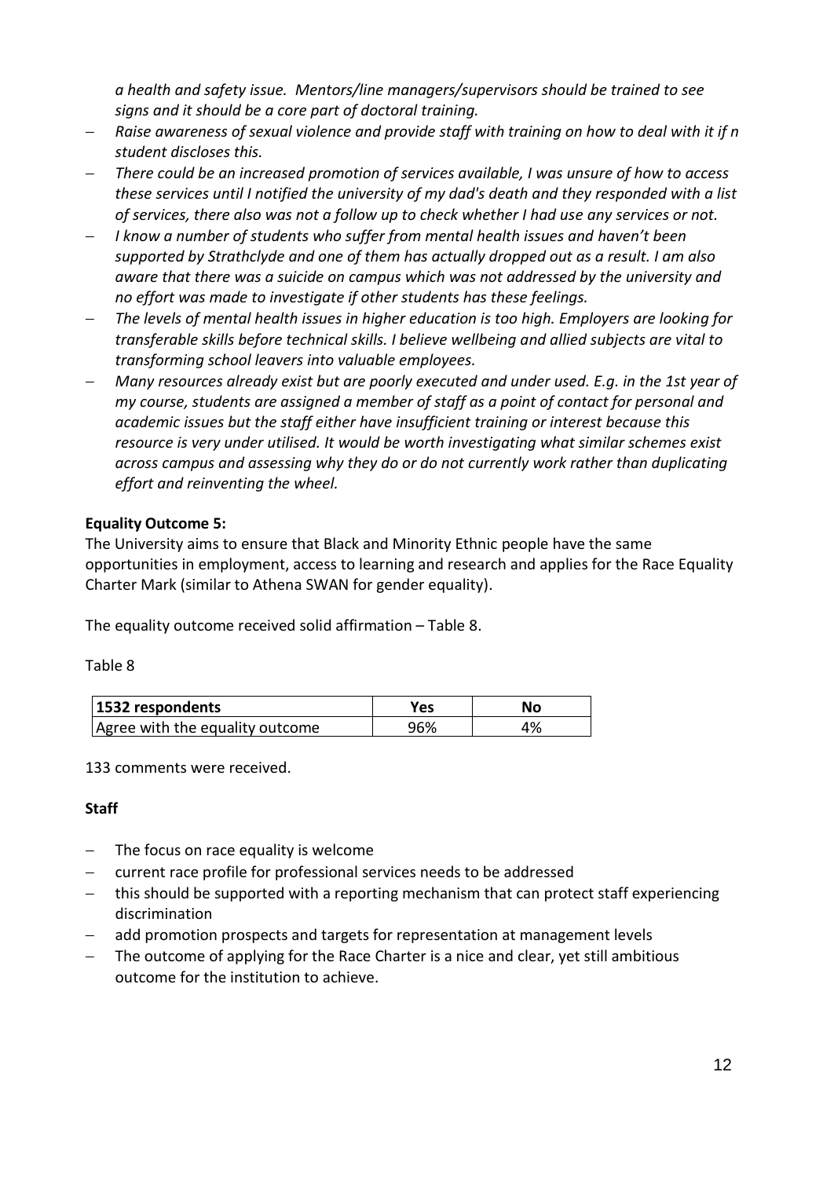*a health and safety issue. Mentors/line managers/supervisors should be trained to see signs and it should be a core part of doctoral training.*

- *Raise awareness of sexual violence and provide staff with training on how to deal with it if n student discloses this.*
- *There could be an increased promotion of services available, I was unsure of how to access these services until I notified the university of my dad's death and they responded with a list of services, there also was not a follow up to check whether I had use any services or not.*
- *I know a number of students who suffer from mental health issues and haven't been supported by Strathclyde and one of them has actually dropped out as a result. I am also aware that there was a suicide on campus which was not addressed by the university and no effort was made to investigate if other students has these feelings.*
- *The levels of mental health issues in higher education is too high. Employers are looking for transferable skills before technical skills. I believe wellbeing and allied subjects are vital to transforming school leavers into valuable employees.*
- *Many resources already exist but are poorly executed and under used. E.g. in the 1st year of my course, students are assigned a member of staff as a point of contact for personal and academic issues but the staff either have insufficient training or interest because this resource is very under utilised. It would be worth investigating what similar schemes exist across campus and assessing why they do or do not currently work rather than duplicating effort and reinventing the wheel.*

**Equality Outcome 5:**

The University aims to ensure that Black and Minority Ethnic people have the same opportunities in employment, access to learning and research and applies for the Race Equality Charter Mark (similar to Athena SWAN for gender equality).

The equality outcome received solid affirmation – Table 8.

Table 8

| 1532 respondents | Yes | No |
|---|---|---|
| Agree with the equality outcome | 96% | 4% |

133 comments were received.

**Staff**

- The focus on race equality is welcome
- current race profile for professional services needs to be addressed
- this should be supported with a reporting mechanism that can protect staff experiencing discrimination
- add promotion prospects and targets for representation at management levels
- The outcome of applying for the Race Charter is a nice and clear, yet still ambitious outcome for the institution to achieve.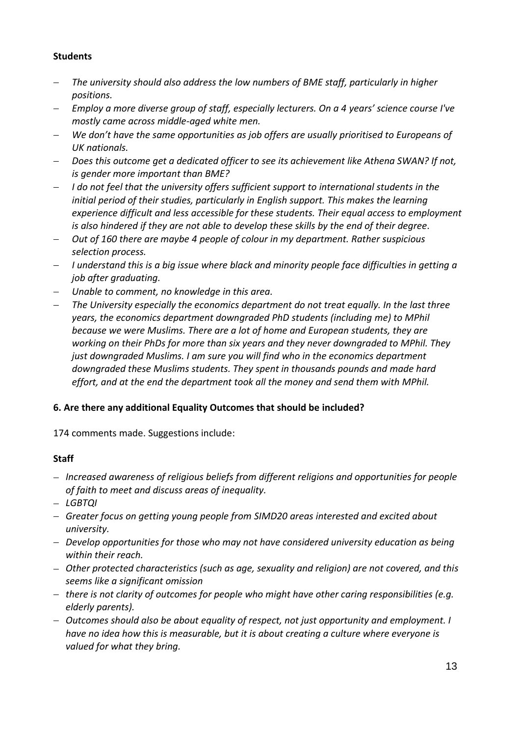**Students**

- *The university should also address the low numbers of BME staff, particularly in higher positions.*
- *Employ a more diverse group of staff, especially lecturers. On a 4 years' science course I've mostly came across middle-aged white men.*
- *We don't have the same opportunities as job offers are usually prioritised to Europeans of UK nationals.*
- *Does this outcome get a dedicated officer to see its achievement like Athena SWAN? If not, is gender more important than BME?*
- *I do not feel that the university offers sufficient support to international students in the initial period of their studies, particularly in English support. This makes the learning experience difficult and less accessible for these students. Their equal access to employment is also hindered if they are not able to develop these skills by the end of their degree.*
- *Out of 160 there are maybe 4 people of colour in my department. Rather suspicious selection process.*
- *I understand this is a big issue where black and minority people face difficulties in getting a job after graduating.*
- *Unable to comment, no knowledge in this area.*
- *The University especially the economics department do not treat equally. In the last three years, the economics department downgraded PhD students (including me) to MPhil because we were Muslims. There are a lot of home and European students, they are working on their PhDs for more than six years and they never downgraded to MPhil. They just downgraded Muslims. I am sure you will find who in the economics department downgraded these Muslims students. They spent in thousands pounds and made hard effort, and at the end the department took all the money and send them with MPhil.*

**6. Are there any additional Equality Outcomes that should be included?**

174 comments made. Suggestions include:

**Staff**

- *Increased awareness of religious beliefs from different religions and opportunities for people of faith to meet and discuss areas of inequality.*
- *LGBTQI*
- *Greater focus on getting young people from SIMD20 areas interested and excited about university.*
- *Develop opportunities for those who may not have considered university education as being within their reach.*
- *Other protected characteristics (such as age, sexuality and religion) are not covered, and this seems like a significant omission*
- *there is not clarity of outcomes for people who might have other caring responsibilities (e.g. elderly parents).*
- *Outcomes should also be about equality of respect, not just opportunity and employment. I have no idea how this is measurable, but it is about creating a culture where everyone is valued for what they bring.*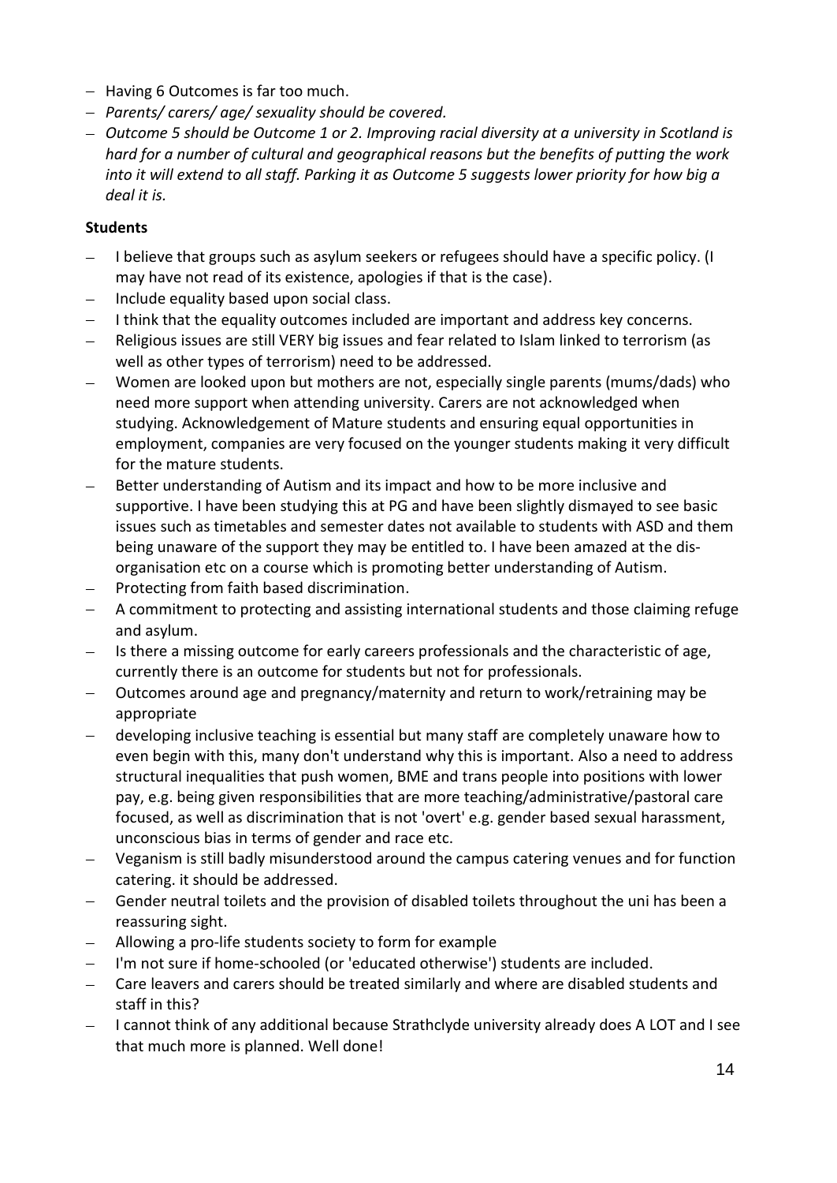- Having 6 Outcomes is far too much.
- *Parents/ carers/ age/ sexuality should be covered.*
- *Outcome 5 should be Outcome 1 or 2. Improving racial diversity at a university in Scotland is hard for a number of cultural and geographical reasons but the benefits of putting the work into it will extend to all staff. Parking it as Outcome 5 suggests lower priority for how big a deal it is.*

**Students**

- I believe that groups such as asylum seekers or refugees should have a specific policy. (I may have not read of its existence, apologies if that is the case).
- Include equality based upon social class.
- I think that the equality outcomes included are important and address key concerns.
- Religious issues are still VERY big issues and fear related to Islam linked to terrorism (as well as other types of terrorism) need to be addressed.
- Women are looked upon but mothers are not, especially single parents (mums/dads) who need more support when attending university. Carers are not acknowledged when studying. Acknowledgement of Mature students and ensuring equal opportunities in employment, companies are very focused on the younger students making it very difficult for the mature students.
- Better understanding of Autism and its impact and how to be more inclusive and supportive. I have been studying this at PG and have been slightly dismayed to see basic issues such as timetables and semester dates not available to students with ASD and them being unaware of the support they may be entitled to. I have been amazed at the dis-organisation etc on a course which is promoting better understanding of Autism.
- Protecting from faith based discrimination.
- A commitment to protecting and assisting international students and those claiming refuge and asylum.
- Is there a missing outcome for early careers professionals and the characteristic of age, currently there is an outcome for students but not for professionals.
- Outcomes around age and pregnancy/maternity and return to work/retraining may be appropriate
- developing inclusive teaching is essential but many staff are completely unaware how to even begin with this, many don't understand why this is important. Also a need to address structural inequalities that push women, BME and trans people into positions with lower pay, e.g. being given responsibilities that are more teaching/administrative/pastoral care focused, as well as discrimination that is not 'overt' e.g. gender based sexual harassment, unconscious bias in terms of gender and race etc.
- Veganism is still badly misunderstood around the campus catering venues and for function catering. it should be addressed.
- Gender neutral toilets and the provision of disabled toilets throughout the uni has been a reassuring sight.
- Allowing a pro-life students society to form for example
- I'm not sure if home-schooled (or 'educated otherwise') students are included.
- Care leavers and carers should be treated similarly and where are disabled students and staff in this?
- I cannot think of any additional because Strathclyde university already does A LOT and I see that much more is planned. Well done!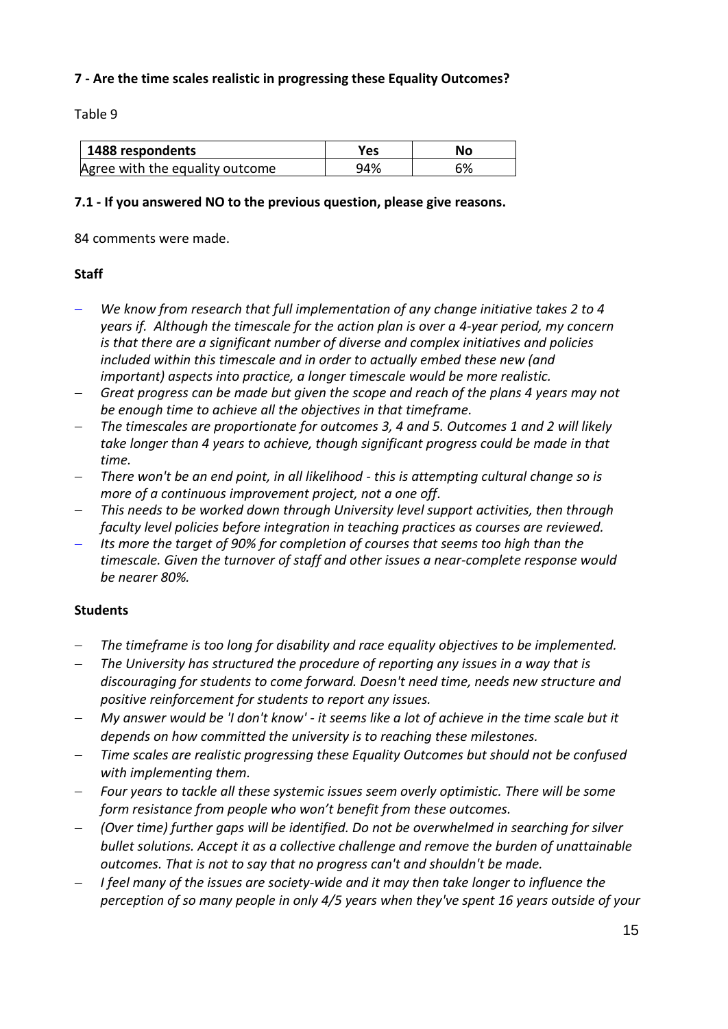**7 - Are the time scales realistic in progressing these Equality Outcomes?**

Table 9

| 1488 respondents | Yes | No |
|---|---|---|
| Agree with the equality outcome | 94% | 6% |

**7.1 - If you answered NO to the previous question, please give reasons.**

84 comments were made.

**Staff**

- *We know from research that full implementation of any change initiative takes 2 to 4 years if. Although the timescale for the action plan is over a 4-year period, my concern is that there are a significant number of diverse and complex initiatives and policies included within this timescale and in order to actually embed these new (and important) aspects into practice, a longer timescale would be more realistic.*
- *Great progress can be made but given the scope and reach of the plans 4 years may not be enough time to achieve all the objectives in that timeframe.*
- *The timescales are proportionate for outcomes 3, 4 and 5. Outcomes 1 and 2 will likely take longer than 4 years to achieve, though significant progress could be made in that time.*
- *There won't be an end point, in all likelihood - this is attempting cultural change so is more of a continuous improvement project, not a one off.*
- *This needs to be worked down through University level support activities, then through faculty level policies before integration in teaching practices as courses are reviewed.*
- *Its more the target of 90% for completion of courses that seems too high than the timescale. Given the turnover of staff and other issues a near-complete response would be nearer 80%.*

**Students**

- *The timeframe is too long for disability and race equality objectives to be implemented.*
- *The University has structured the procedure of reporting any issues in a way that is discouraging for students to come forward. Doesn't need time, needs new structure and positive reinforcement for students to report any issues.*
- *My answer would be 'I don't know' - it seems like a lot of achieve in the time scale but it depends on how committed the university is to reaching these milestones.*
- *Time scales are realistic progressing these Equality Outcomes but should not be confused with implementing them.*
- *Four years to tackle all these systemic issues seem overly optimistic. There will be some form resistance from people who won't benefit from these outcomes.*
- *(Over time) further gaps will be identified. Do not be overwhelmed in searching for silver bullet solutions. Accept it as a collective challenge and remove the burden of unattainable outcomes. That is not to say that no progress can't and shouldn't be made.*
- *I feel many of the issues are society-wide and it may then take longer to influence the perception of so many people in only 4/5 years when they've spent 16 years outside of your*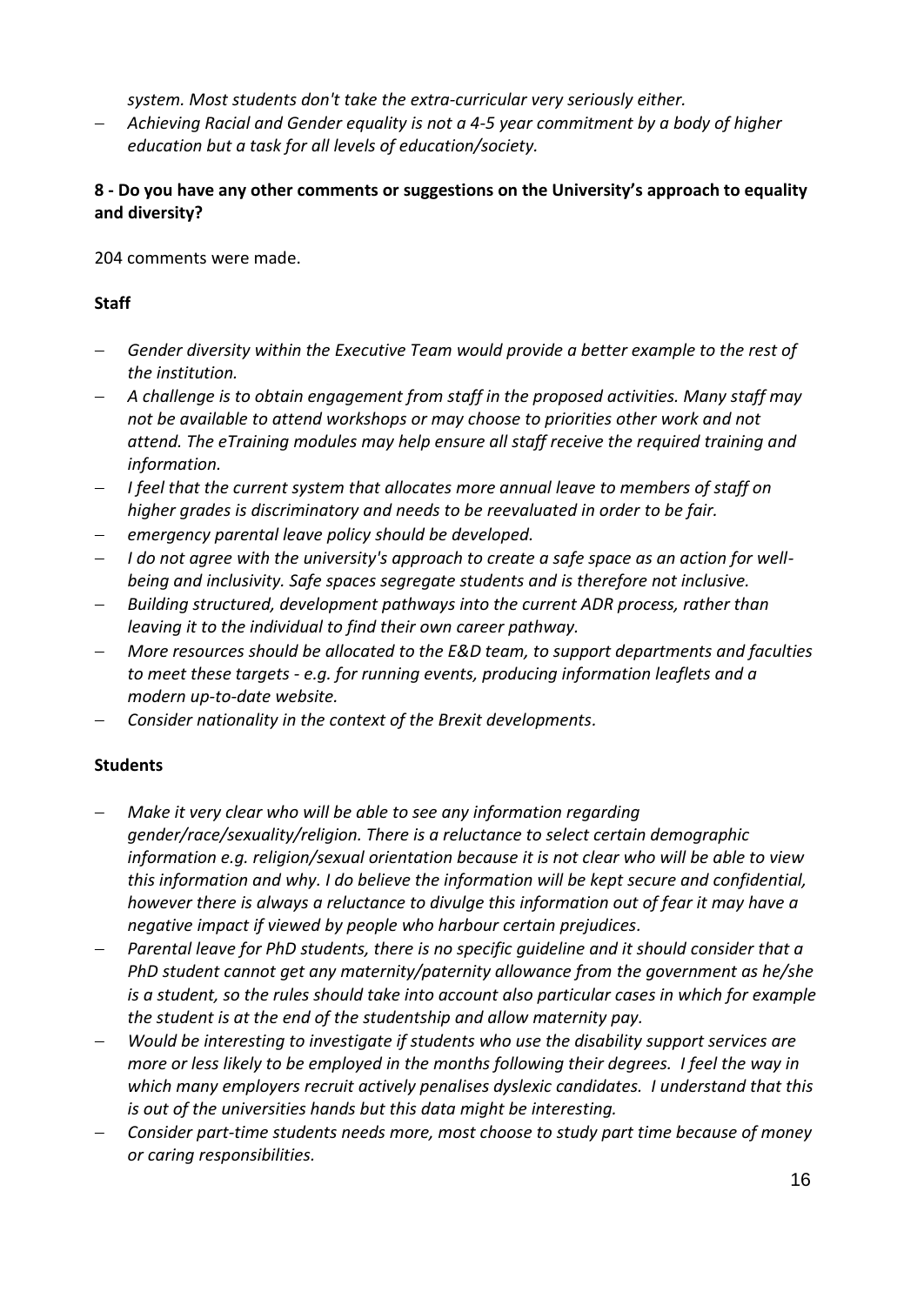*system. Most students don't take the extra-curricular very seriously either.*

- *Achieving Racial and Gender equality is not a 4-5 year commitment by a body of higher education but a task for all levels of education/society.*

**8 - Do you have any other comments or suggestions on the University's approach to equality and diversity?**

204 comments were made.

**Staff**

- *Gender diversity within the Executive Team would provide a better example to the rest of the institution.*
- *A challenge is to obtain engagement from staff in the proposed activities. Many staff may not be available to attend workshops or may choose to priorities other work and not attend. The eTraining modules may help ensure all staff receive the required training and information.*
- *I feel that the current system that allocates more annual leave to members of staff on higher grades is discriminatory and needs to be reevaluated in order to be fair.*
- *emergency parental leave policy should be developed.*
- *I do not agree with the university's approach to create a safe space as an action for well-being and inclusivity. Safe spaces segregate students and is therefore not inclusive.*
- *Building structured, development pathways into the current ADR process, rather than leaving it to the individual to find their own career pathway.*
- *More resources should be allocated to the E&D team, to support departments and faculties to meet these targets - e.g. for running events, producing information leaflets and a modern up-to-date website.*
- *Consider nationality in the context of the Brexit developments.*

**Students**

- *Make it very clear who will be able to see any information regarding gender/race/sexuality/religion. There is a reluctance to select certain demographic information e.g. religion/sexual orientation because it is not clear who will be able to view this information and why. I do believe the information will be kept secure and confidential, however there is always a reluctance to divulge this information out of fear it may have a negative impact if viewed by people who harbour certain prejudices.*
- *Parental leave for PhD students, there is no specific guideline and it should consider that a PhD student cannot get any maternity/paternity allowance from the government as he/she is a student, so the rules should take into account also particular cases in which for example the student is at the end of the studentship and allow maternity pay.*
- *Would be interesting to investigate if students who use the disability support services are more or less likely to be employed in the months following their degrees. I feel the way in which many employers recruit actively penalises dyslexic candidates. I understand that this is out of the universities hands but this data might be interesting.*
- *Consider part-time students needs more, most choose to study part time because of money or caring responsibilities.*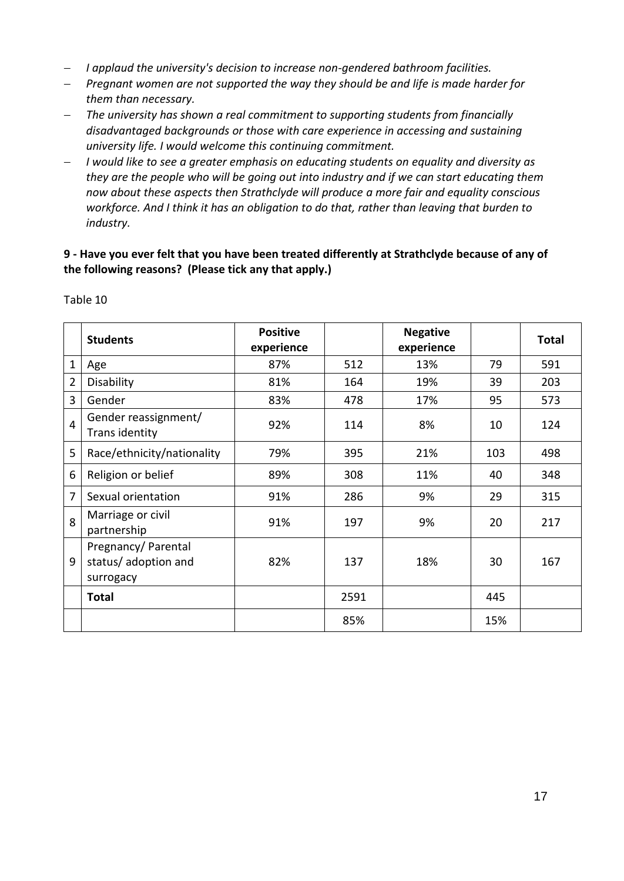- *I applaud the university's decision to increase non-gendered bathroom facilities.*
- *Pregnant women are not supported the way they should be and life is made harder for them than necessary.*
- *The university has shown a real commitment to supporting students from financially disadvantaged backgrounds or those with care experience in accessing and sustaining university life. I would welcome this continuing commitment.*
- *I would like to see a greater emphasis on educating students on equality and diversity as they are the people who will be going out into industry and if we can start educating them now about these aspects then Strathclyde will produce a more fair and equality conscious workforce. And I think it has an obligation to do that, rather than leaving that burden to industry.*

**9 - Have you ever felt that you have been treated differently at Strathclyde because of any of the following reasons? (Please tick any that apply.)**

Table 10

| | Students | Positive experience | | Negative experience | | Total |
|---|---|---|---|---|---|---|
| 1 | Age | 87% | 512 | 13% | 79 | 591 |
| 2 | Disability | 81% | 164 | 19% | 39 | 203 |
| 3 | Gender | 83% | 478 | 17% | 95 | 573 |
| 4 | Gender reassignment/ Trans identity | 92% | 114 | 8% | 10 | 124 |
| 5 | Race/ethnicity/nationality | 79% | 395 | 21% | 103 | 498 |
| 6 | Religion or belief | 89% | 308 | 11% | 40 | 348 |
| 7 | Sexual orientation | 91% | 286 | 9% | 29 | 315 |
| 8 | Marriage or civil partnership | 91% | 197 | 9% | 20 | 217 |
| 9 | Pregnancy/ Parental status/ adoption and surrogacy | 82% | 137 | 18% | 30 | 167 |
| | **Total** | | 2591 | | 445 | |
| | | | 85% | | 15% | |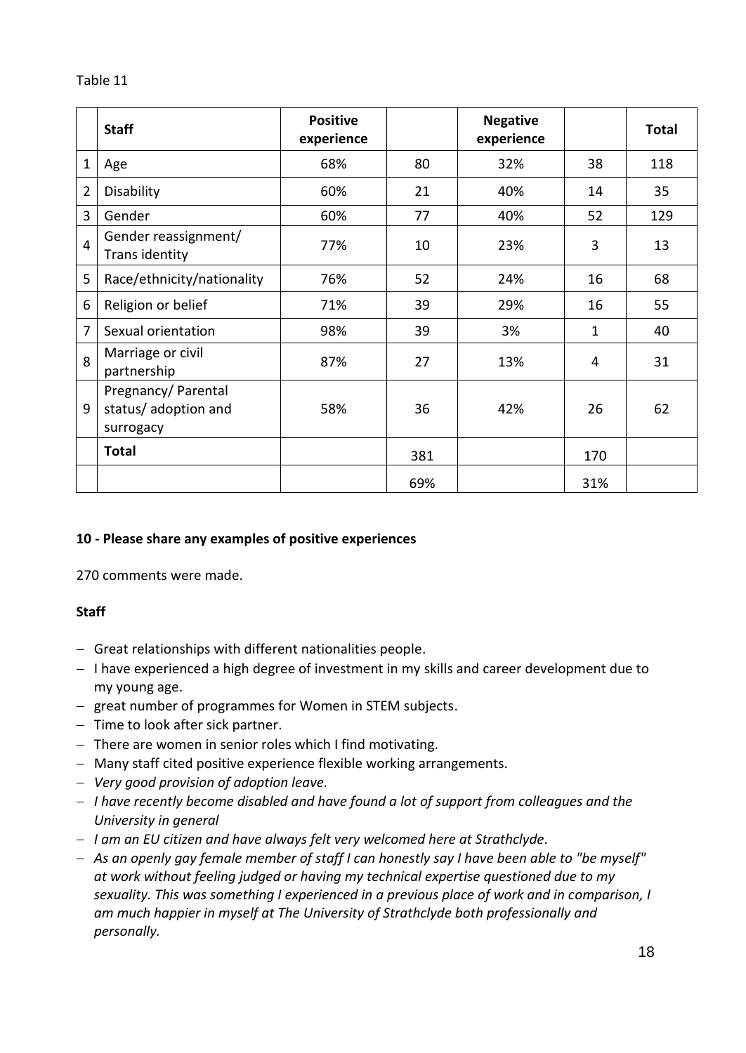Table 11

| | Staff | Positive experience | | Negative experience | | Total |
|---|---|---|---|---|---|---|
| 1 | Age | 68% | 80 | 32% | 38 | 118 |
| 2 | Disability | 60% | 21 | 40% | 14 | 35 |
| 3 | Gender | 60% | 77 | 40% | 52 | 129 |
| 4 | Gender reassignment/ Trans identity | 77% | 10 | 23% | 3 | 13 |
| 5 | Race/ethnicity/nationality | 76% | 52 | 24% | 16 | 68 |
| 6 | Religion or belief | 71% | 39 | 29% | 16 | 55 |
| 7 | Sexual orientation | 98% | 39 | 3% | 1 | 40 |
| 8 | Marriage or civil partnership | 87% | 27 | 13% | 4 | 31 |
| 9 | Pregnancy/ Parental status/ adoption and surrogacy | 58% | 36 | 42% | 26 | 62 |
| | **Total** | | 381 | | 170 | |
| | | | 69% | | 31% | |

**10 - Please share any examples of positive experiences**

270 comments were made.

**Staff**

- Great relationships with different nationalities people.
- I have experienced a high degree of investment in my skills and career development due to my young age.
- great number of programmes for Women in STEM subjects.
- Time to look after sick partner.
- There are women in senior roles which I find motivating.
- Many staff cited positive experience flexible working arrangements.
- *Very good provision of adoption leave.*
- *I have recently become disabled and have found a lot of support from colleagues and the University in general*
- *I am an EU citizen and have always felt very welcomed here at Strathclyde.*
- *As an openly gay female member of staff I can honestly say I have been able to "be myself" at work without feeling judged or having my technical expertise questioned due to my sexuality. This was something I experienced in a previous place of work and in comparison, I am much happier in myself at The University of Strathclyde both professionally and personally.*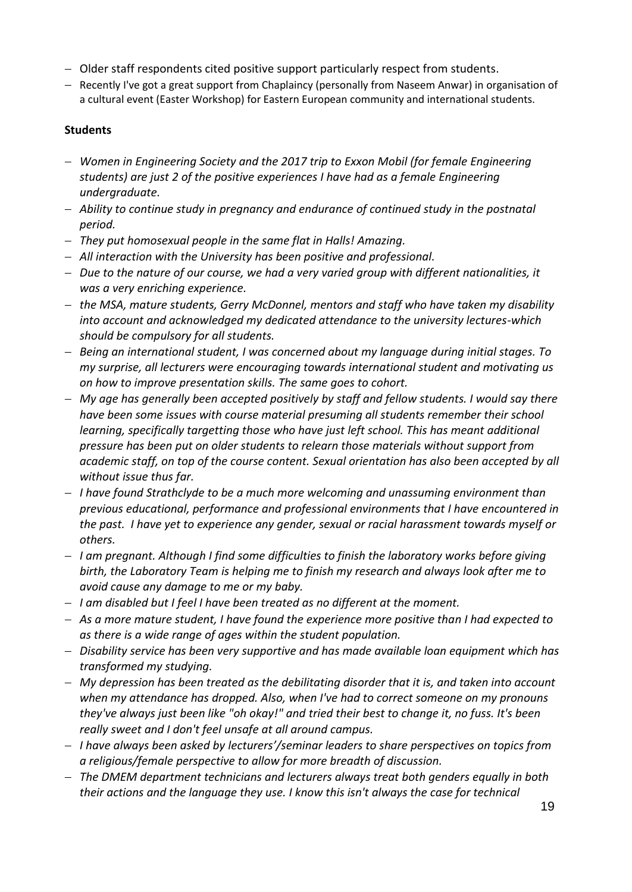- Older staff respondents cited positive support particularly respect from students.
- Recently I've got a great support from Chaplaincy (personally from Naseem Anwar) in organisation of a cultural event (Easter Workshop) for Eastern European community and international students.

**Students**

- *Women in Engineering Society and the 2017 trip to Exxon Mobil (for female Engineering students) are just 2 of the positive experiences I have had as a female Engineering undergraduate.*
- *Ability to continue study in pregnancy and endurance of continued study in the postnatal period.*
- *They put homosexual people in the same flat in Halls! Amazing.*
- *All interaction with the University has been positive and professional.*
- *Due to the nature of our course, we had a very varied group with different nationalities, it was a very enriching experience.*
- *the MSA, mature students, Gerry McDonnel, mentors and staff who have taken my disability into account and acknowledged my dedicated attendance to the university lectures-which should be compulsory for all students.*
- *Being an international student, I was concerned about my language during initial stages. To my surprise, all lecturers were encouraging towards international student and motivating us on how to improve presentation skills. The same goes to cohort.*
- *My age has generally been accepted positively by staff and fellow students. I would say there have been some issues with course material presuming all students remember their school learning, specifically targetting those who have just left school. This has meant additional pressure has been put on older students to relearn those materials without support from academic staff, on top of the course content. Sexual orientation has also been accepted by all without issue thus far.*
- *I have found Strathclyde to be a much more welcoming and unassuming environment than previous educational, performance and professional environments that I have encountered in the past. I have yet to experience any gender, sexual or racial harassment towards myself or others.*
- *I am pregnant. Although I find some difficulties to finish the laboratory works before giving birth, the Laboratory Team is helping me to finish my research and always look after me to avoid cause any damage to me or my baby.*
- *I am disabled but I feel I have been treated as no different at the moment.*
- *As a more mature student, I have found the experience more positive than I had expected to as there is a wide range of ages within the student population.*
- *Disability service has been very supportive and has made available loan equipment which has transformed my studying.*
- *My depression has been treated as the debilitating disorder that it is, and taken into account when my attendance has dropped. Also, when I've had to correct someone on my pronouns they've always just been like "oh okay!" and tried their best to change it, no fuss. It's been really sweet and I don't feel unsafe at all around campus.*
- *I have always been asked by lecturers'/seminar leaders to share perspectives on topics from a religious/female perspective to allow for more breadth of discussion.*
- *The DMEM department technicians and lecturers always treat both genders equally in both their actions and the language they use. I know this isn't always the case for technical*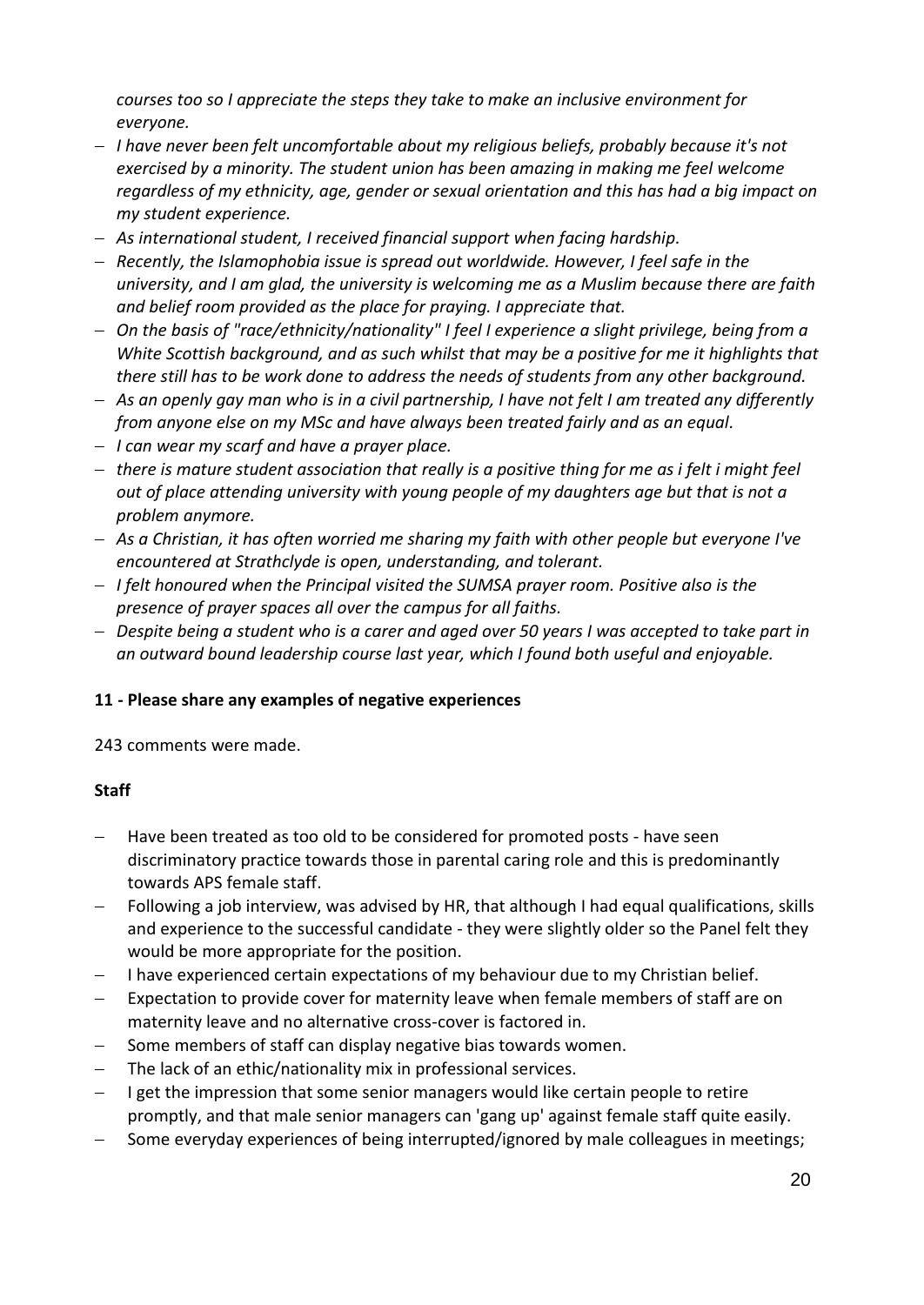*courses too so I appreciate the steps they take to make an inclusive environment for everyone.*

- *I have never been felt uncomfortable about my religious beliefs, probably because it's not exercised by a minority. The student union has been amazing in making me feel welcome regardless of my ethnicity, age, gender or sexual orientation and this has had a big impact on my student experience.*
- *As international student, I received financial support when facing hardship.*
- *Recently, the Islamophobia issue is spread out worldwide. However, I feel safe in the university, and I am glad, the university is welcoming me as a Muslim because there are faith and belief room provided as the place for praying. I appreciate that.*
- *On the basis of "race/ethnicity/nationality" I feel I experience a slight privilege, being from a White Scottish background, and as such whilst that may be a positive for me it highlights that there still has to be work done to address the needs of students from any other background.*
- *As an openly gay man who is in a civil partnership, I have not felt I am treated any differently from anyone else on my MSc and have always been treated fairly and as an equal.*
- *I can wear my scarf and have a prayer place.*
- *there is mature student association that really is a positive thing for me as i felt i might feel out of place attending university with young people of my daughters age but that is not a problem anymore.*
- *As a Christian, it has often worried me sharing my faith with other people but everyone I've encountered at Strathclyde is open, understanding, and tolerant.*
- *I felt honoured when the Principal visited the SUMSA prayer room. Positive also is the presence of prayer spaces all over the campus for all faiths.*
- *Despite being a student who is a carer and aged over 50 years I was accepted to take part in an outward bound leadership course last year, which I found both useful and enjoyable.*

**11 - Please share any examples of negative experiences**

243 comments were made.

**Staff**

- Have been treated as too old to be considered for promoted posts - have seen discriminatory practice towards those in parental caring role and this is predominantly towards APS female staff.
- Following a job interview, was advised by HR, that although I had equal qualifications, skills and experience to the successful candidate - they were slightly older so the Panel felt they would be more appropriate for the position.
- I have experienced certain expectations of my behaviour due to my Christian belief.
- Expectation to provide cover for maternity leave when female members of staff are on maternity leave and no alternative cross-cover is factored in.
- Some members of staff can display negative bias towards women.
- The lack of an ethic/nationality mix in professional services.
- I get the impression that some senior managers would like certain people to retire promptly, and that male senior managers can 'gang up' against female staff quite easily.
- Some everyday experiences of being interrupted/ignored by male colleagues in meetings;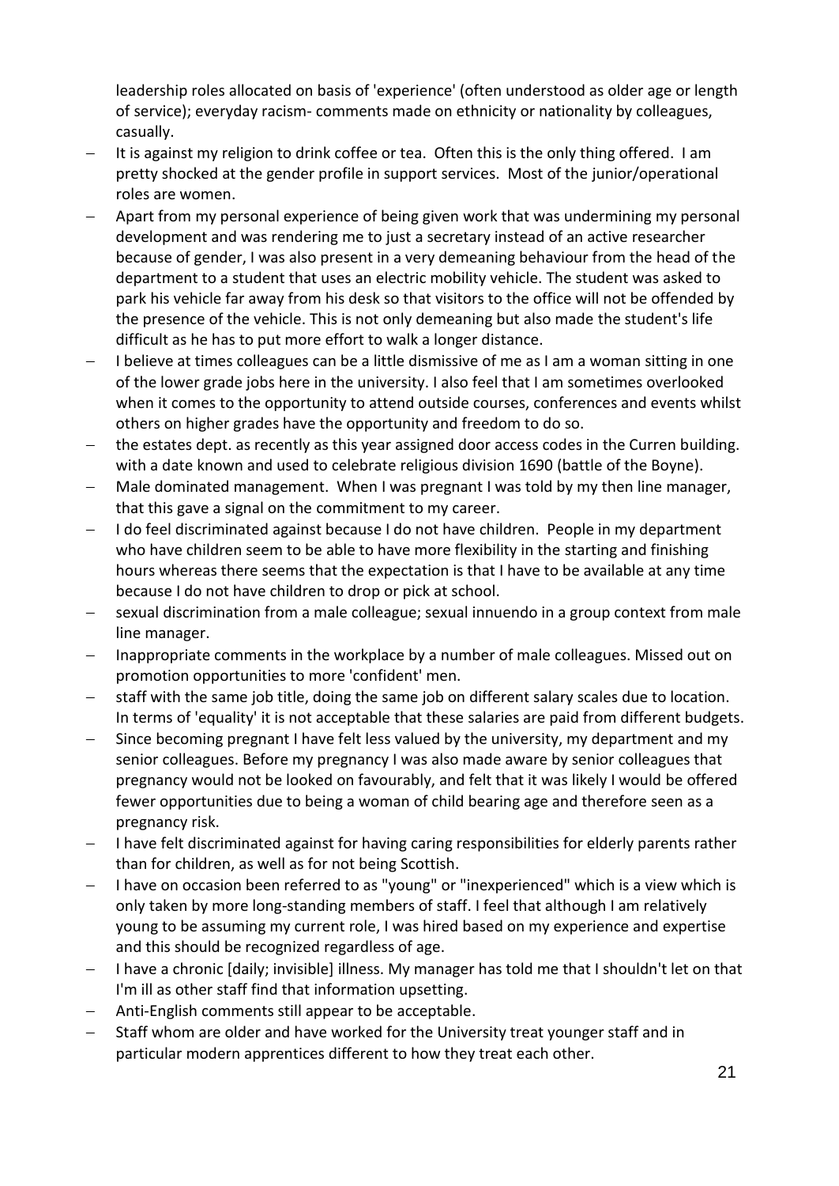leadership roles allocated on basis of 'experience' (often understood as older age or length of service); everyday racism- comments made on ethnicity or nationality by colleagues, casually.

- It is against my religion to drink coffee or tea. Often this is the only thing offered. I am pretty shocked at the gender profile in support services. Most of the junior/operational roles are women.
- Apart from my personal experience of being given work that was undermining my personal development and was rendering me to just a secretary instead of an active researcher because of gender, I was also present in a very demeaning behaviour from the head of the department to a student that uses an electric mobility vehicle. The student was asked to park his vehicle far away from his desk so that visitors to the office will not be offended by the presence of the vehicle. This is not only demeaning but also made the student's life difficult as he has to put more effort to walk a longer distance.
- I believe at times colleagues can be a little dismissive of me as I am a woman sitting in one of the lower grade jobs here in the university. I also feel that I am sometimes overlooked when it comes to the opportunity to attend outside courses, conferences and events whilst others on higher grades have the opportunity and freedom to do so.
- the estates dept. as recently as this year assigned door access codes in the Curren building. with a date known and used to celebrate religious division 1690 (battle of the Boyne).
- Male dominated management. When I was pregnant I was told by my then line manager, that this gave a signal on the commitment to my career.
- I do feel discriminated against because I do not have children. People in my department who have children seem to be able to have more flexibility in the starting and finishing hours whereas there seems that the expectation is that I have to be available at any time because I do not have children to drop or pick at school.
- sexual discrimination from a male colleague; sexual innuendo in a group context from male line manager.
- Inappropriate comments in the workplace by a number of male colleagues. Missed out on promotion opportunities to more 'confident' men.
- staff with the same job title, doing the same job on different salary scales due to location. In terms of 'equality' it is not acceptable that these salaries are paid from different budgets.
- Since becoming pregnant I have felt less valued by the university, my department and my senior colleagues. Before my pregnancy I was also made aware by senior colleagues that pregnancy would not be looked on favourably, and felt that it was likely I would be offered fewer opportunities due to being a woman of child bearing age and therefore seen as a pregnancy risk.
- I have felt discriminated against for having caring responsibilities for elderly parents rather than for children, as well as for not being Scottish.
- I have on occasion been referred to as "young" or "inexperienced" which is a view which is only taken by more long-standing members of staff. I feel that although I am relatively young to be assuming my current role, I was hired based on my experience and expertise and this should be recognized regardless of age.
- I have a chronic [daily; invisible] illness. My manager has told me that I shouldn't let on that I'm ill as other staff find that information upsetting.
- Anti-English comments still appear to be acceptable.
- Staff whom are older and have worked for the University treat younger staff and in particular modern apprentices different to how they treat each other.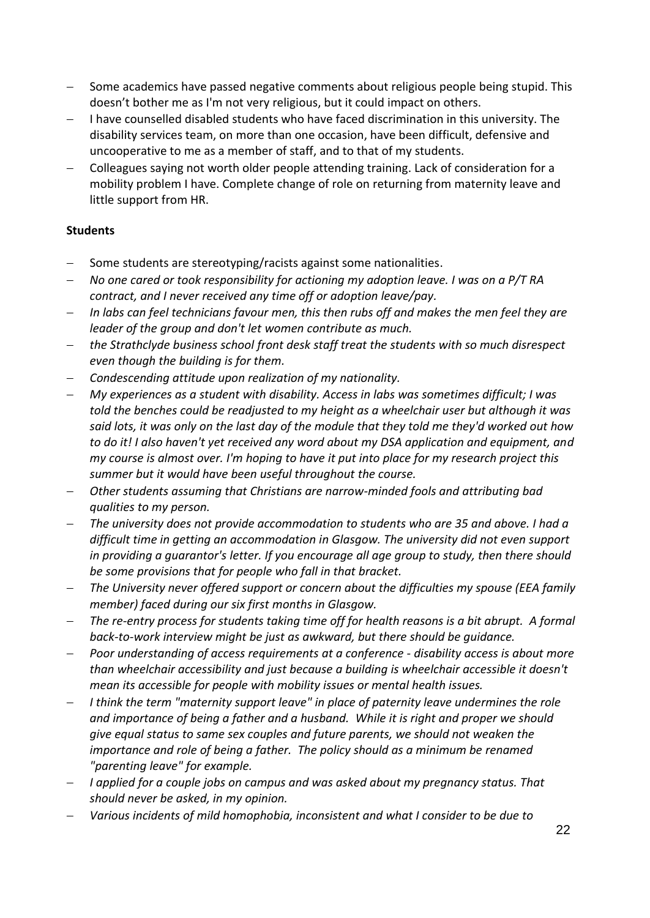- Some academics have passed negative comments about religious people being stupid. This doesn't bother me as I'm not very religious, but it could impact on others.
- I have counselled disabled students who have faced discrimination in this university. The disability services team, on more than one occasion, have been difficult, defensive and uncooperative to me as a member of staff, and to that of my students.
- Colleagues saying not worth older people attending training. Lack of consideration for a mobility problem I have. Complete change of role on returning from maternity leave and little support from HR.

**Students**

- Some students are stereotyping/racists against some nationalities.
- *No one cared or took responsibility for actioning my adoption leave. I was on a P/T RA contract, and I never received any time off or adoption leave/pay.*
- *In labs can feel technicians favour men, this then rubs off and makes the men feel they are leader of the group and don't let women contribute as much.*
- *the Strathclyde business school front desk staff treat the students with so much disrespect even though the building is for them.*
- *Condescending attitude upon realization of my nationality.*
- *My experiences as a student with disability. Access in labs was sometimes difficult; I was told the benches could be readjusted to my height as a wheelchair user but although it was said lots, it was only on the last day of the module that they told me they'd worked out how to do it! I also haven't yet received any word about my DSA application and equipment, and my course is almost over. I'm hoping to have it put into place for my research project this summer but it would have been useful throughout the course.*
- *Other students assuming that Christians are narrow-minded fools and attributing bad qualities to my person.*
- *The university does not provide accommodation to students who are 35 and above. I had a difficult time in getting an accommodation in Glasgow. The university did not even support in providing a guarantor's letter. If you encourage all age group to study, then there should be some provisions that for people who fall in that bracket.*
- *The University never offered support or concern about the difficulties my spouse (EEA family member) faced during our six first months in Glasgow.*
- *The re-entry process for students taking time off for health reasons is a bit abrupt. A formal back-to-work interview might be just as awkward, but there should be guidance.*
- *Poor understanding of access requirements at a conference - disability access is about more than wheelchair accessibility and just because a building is wheelchair accessible it doesn't mean its accessible for people with mobility issues or mental health issues.*
- *I think the term "maternity support leave" in place of paternity leave undermines the role and importance of being a father and a husband. While it is right and proper we should give equal status to same sex couples and future parents, we should not weaken the importance and role of being a father. The policy should as a minimum be renamed "parenting leave" for example.*
- *I applied for a couple jobs on campus and was asked about my pregnancy status. That should never be asked, in my opinion.*
- *Various incidents of mild homophobia, inconsistent and what I consider to be due to*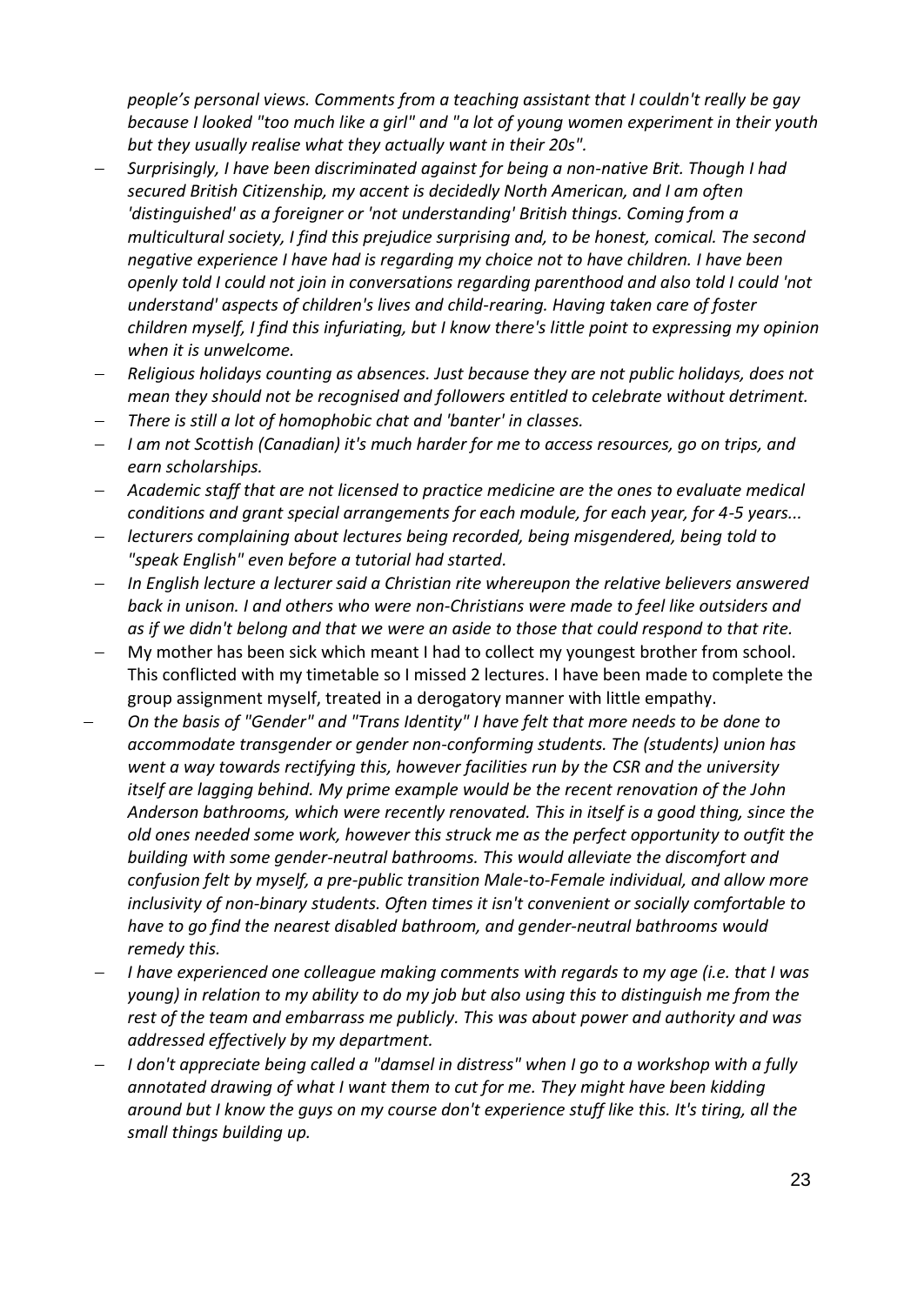*people's personal views. Comments from a teaching assistant that I couldn't really be gay because I looked "too much like a girl" and "a lot of young women experiment in their youth but they usually realise what they actually want in their 20s".*

- *Surprisingly, I have been discriminated against for being a non-native Brit. Though I had secured British Citizenship, my accent is decidedly North American, and I am often 'distinguished' as a foreigner or 'not understanding' British things. Coming from a multicultural society, I find this prejudice surprising and, to be honest, comical. The second negative experience I have had is regarding my choice not to have children. I have been openly told I could not join in conversations regarding parenthood and also told I could 'not understand' aspects of children's lives and child-rearing. Having taken care of foster children myself, I find this infuriating, but I know there's little point to expressing my opinion when it is unwelcome.*
- *Religious holidays counting as absences. Just because they are not public holidays, does not mean they should not be recognised and followers entitled to celebrate without detriment.*
- *There is still a lot of homophobic chat and 'banter' in classes.*
- *I am not Scottish (Canadian) it's much harder for me to access resources, go on trips, and earn scholarships.*
- *Academic staff that are not licensed to practice medicine are the ones to evaluate medical conditions and grant special arrangements for each module, for each year, for 4-5 years...*
- *lecturers complaining about lectures being recorded, being misgendered, being told to "speak English" even before a tutorial had started.*
- *In English lecture a lecturer said a Christian rite whereupon the relative believers answered back in unison. I and others who were non-Christians were made to feel like outsiders and as if we didn't belong and that we were an aside to those that could respond to that rite.*
- My mother has been sick which meant I had to collect my youngest brother from school. This conflicted with my timetable so I missed 2 lectures. I have been made to complete the group assignment myself, treated in a derogatory manner with little empathy.
- *On the basis of "Gender" and "Trans Identity" I have felt that more needs to be done to accommodate transgender or gender non-conforming students. The (students) union has went a way towards rectifying this, however facilities run by the CSR and the university itself are lagging behind. My prime example would be the recent renovation of the John Anderson bathrooms, which were recently renovated. This in itself is a good thing, since the old ones needed some work, however this struck me as the perfect opportunity to outfit the building with some gender-neutral bathrooms. This would alleviate the discomfort and confusion felt by myself, a pre-public transition Male-to-Female individual, and allow more inclusivity of non-binary students. Often times it isn't convenient or socially comfortable to have to go find the nearest disabled bathroom, and gender-neutral bathrooms would remedy this.*
- *I have experienced one colleague making comments with regards to my age (i.e. that I was young) in relation to my ability to do my job but also using this to distinguish me from the rest of the team and embarrass me publicly. This was about power and authority and was addressed effectively by my department.*
- *I don't appreciate being called a "damsel in distress" when I go to a workshop with a fully annotated drawing of what I want them to cut for me. They might have been kidding around but I know the guys on my course don't experience stuff like this. It's tiring, all the small things building up.*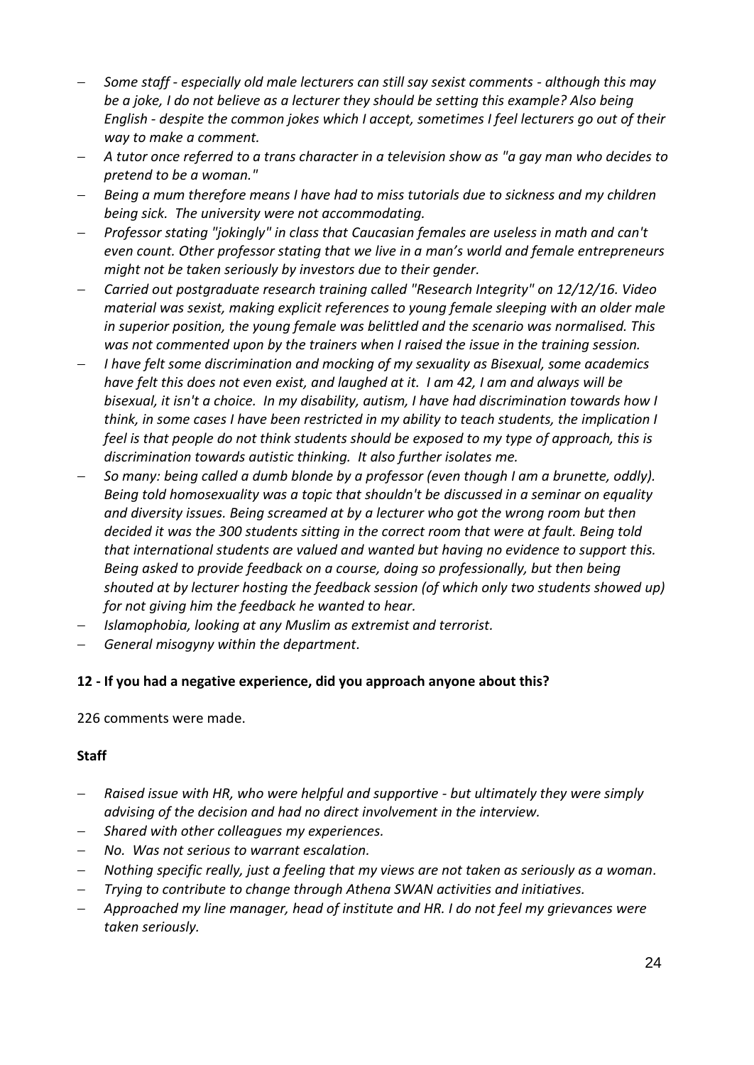- *Some staff - especially old male lecturers can still say sexist comments - although this may be a joke, I do not believe as a lecturer they should be setting this example? Also being English - despite the common jokes which I accept, sometimes I feel lecturers go out of their way to make a comment.*
- *A tutor once referred to a trans character in a television show as "a gay man who decides to pretend to be a woman."*
- *Being a mum therefore means I have had to miss tutorials due to sickness and my children being sick. The university were not accommodating.*
- *Professor stating "jokingly" in class that Caucasian females are useless in math and can't even count. Other professor stating that we live in a man's world and female entrepreneurs might not be taken seriously by investors due to their gender.*
- *Carried out postgraduate research training called "Research Integrity" on 12/12/16. Video material was sexist, making explicit references to young female sleeping with an older male in superior position, the young female was belittled and the scenario was normalised. This was not commented upon by the trainers when I raised the issue in the training session.*
- *I have felt some discrimination and mocking of my sexuality as Bisexual, some academics have felt this does not even exist, and laughed at it. I am 42, I am and always will be bisexual, it isn't a choice. In my disability, autism, I have had discrimination towards how I think, in some cases I have been restricted in my ability to teach students, the implication I feel is that people do not think students should be exposed to my type of approach, this is discrimination towards autistic thinking. It also further isolates me.*
- *So many: being called a dumb blonde by a professor (even though I am a brunette, oddly). Being told homosexuality was a topic that shouldn't be discussed in a seminar on equality and diversity issues. Being screamed at by a lecturer who got the wrong room but then decided it was the 300 students sitting in the correct room that were at fault. Being told that international students are valued and wanted but having no evidence to support this. Being asked to provide feedback on a course, doing so professionally, but then being shouted at by lecturer hosting the feedback session (of which only two students showed up) for not giving him the feedback he wanted to hear.*
- *Islamophobia, looking at any Muslim as extremist and terrorist.*
- *General misogyny within the department.*

**12 - If you had a negative experience, did you approach anyone about this?**

226 comments were made.

**Staff**

- *Raised issue with HR, who were helpful and supportive - but ultimately they were simply advising of the decision and had no direct involvement in the interview.*
- *Shared with other colleagues my experiences.*
- *No. Was not serious to warrant escalation.*
- *Nothing specific really, just a feeling that my views are not taken as seriously as a woman.*
- *Trying to contribute to change through Athena SWAN activities and initiatives.*
- *Approached my line manager, head of institute and HR. I do not feel my grievances were taken seriously.*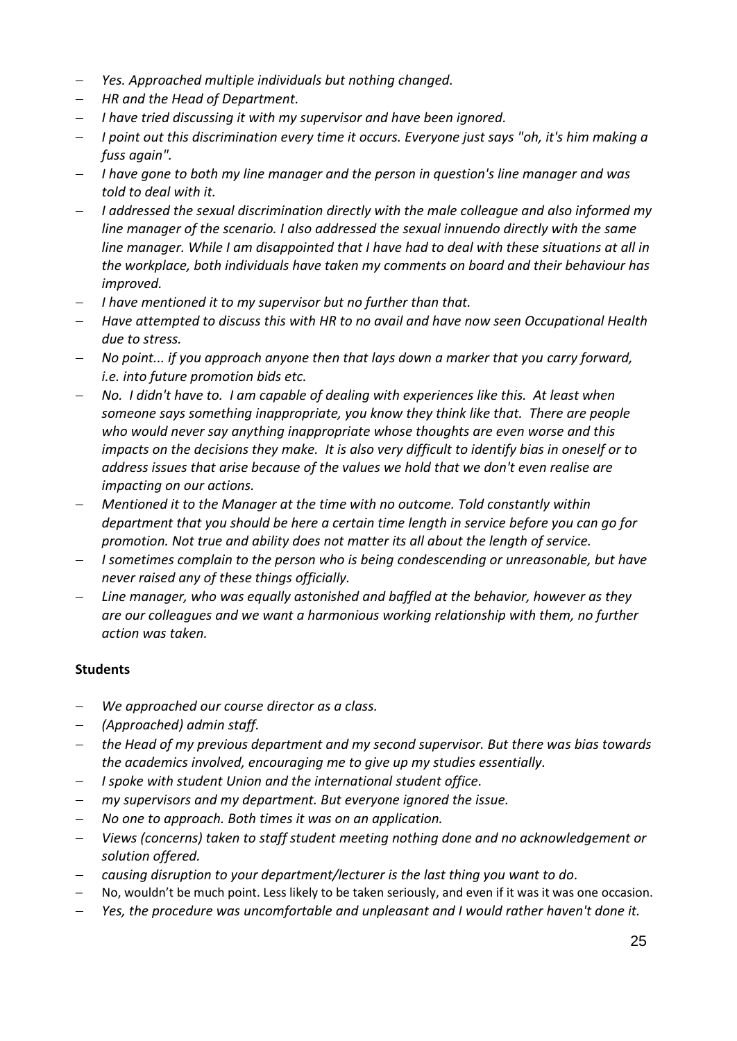- *Yes. Approached multiple individuals but nothing changed.*
- *HR and the Head of Department.*
- *I have tried discussing it with my supervisor and have been ignored.*
- *I point out this discrimination every time it occurs. Everyone just says "oh, it's him making a fuss again".*
- *I have gone to both my line manager and the person in question's line manager and was told to deal with it.*
- *I addressed the sexual discrimination directly with the male colleague and also informed my line manager of the scenario. I also addressed the sexual innuendo directly with the same line manager. While I am disappointed that I have had to deal with these situations at all in the workplace, both individuals have taken my comments on board and their behaviour has improved.*
- *I have mentioned it to my supervisor but no further than that.*
- *Have attempted to discuss this with HR to no avail and have now seen Occupational Health due to stress.*
- *No point... if you approach anyone then that lays down a marker that you carry forward, i.e. into future promotion bids etc.*
- *No. I didn't have to. I am capable of dealing with experiences like this. At least when someone says something inappropriate, you know they think like that. There are people who would never say anything inappropriate whose thoughts are even worse and this impacts on the decisions they make. It is also very difficult to identify bias in oneself or to address issues that arise because of the values we hold that we don't even realise are impacting on our actions.*
- *Mentioned it to the Manager at the time with no outcome. Told constantly within department that you should be here a certain time length in service before you can go for promotion. Not true and ability does not matter its all about the length of service.*
- *I sometimes complain to the person who is being condescending or unreasonable, but have never raised any of these things officially.*
- *Line manager, who was equally astonished and baffled at the behavior, however as they are our colleagues and we want a harmonious working relationship with them, no further action was taken.*

**Students**

- *We approached our course director as a class.*
- *(Approached) admin staff.*
- *the Head of my previous department and my second supervisor. But there was bias towards the academics involved, encouraging me to give up my studies essentially.*
- *I spoke with student Union and the international student office.*
- *my supervisors and my department. But everyone ignored the issue.*
- *No one to approach. Both times it was on an application.*
- *Views (concerns) taken to staff student meeting nothing done and no acknowledgement or solution offered.*
- *causing disruption to your department/lecturer is the last thing you want to do.*
- No, wouldn't be much point. Less likely to be taken seriously, and even if it was it was one occasion.
- *Yes, the procedure was uncomfortable and unpleasant and I would rather haven't done it.*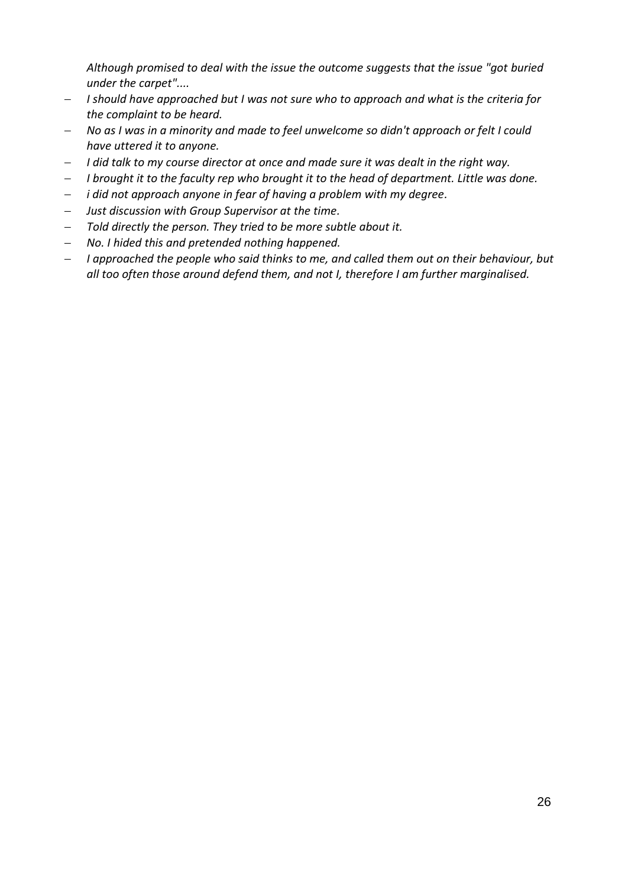*Although promised to deal with the issue the outcome suggests that the issue "got buried under the carpet"....*

- *I should have approached but I was not sure who to approach and what is the criteria for the complaint to be heard.*
- *No as I was in a minority and made to feel unwelcome so didn't approach or felt I could have uttered it to anyone.*
- *I did talk to my course director at once and made sure it was dealt in the right way.*
- *I brought it to the faculty rep who brought it to the head of department. Little was done.*
- *i did not approach anyone in fear of having a problem with my degree.*
- *Just discussion with Group Supervisor at the time.*
- *Told directly the person. They tried to be more subtle about it.*
- *No. I hided this and pretended nothing happened.*
- *I approached the people who said thinks to me, and called them out on their behaviour, but all too often those around defend them, and not I, therefore I am further marginalised.*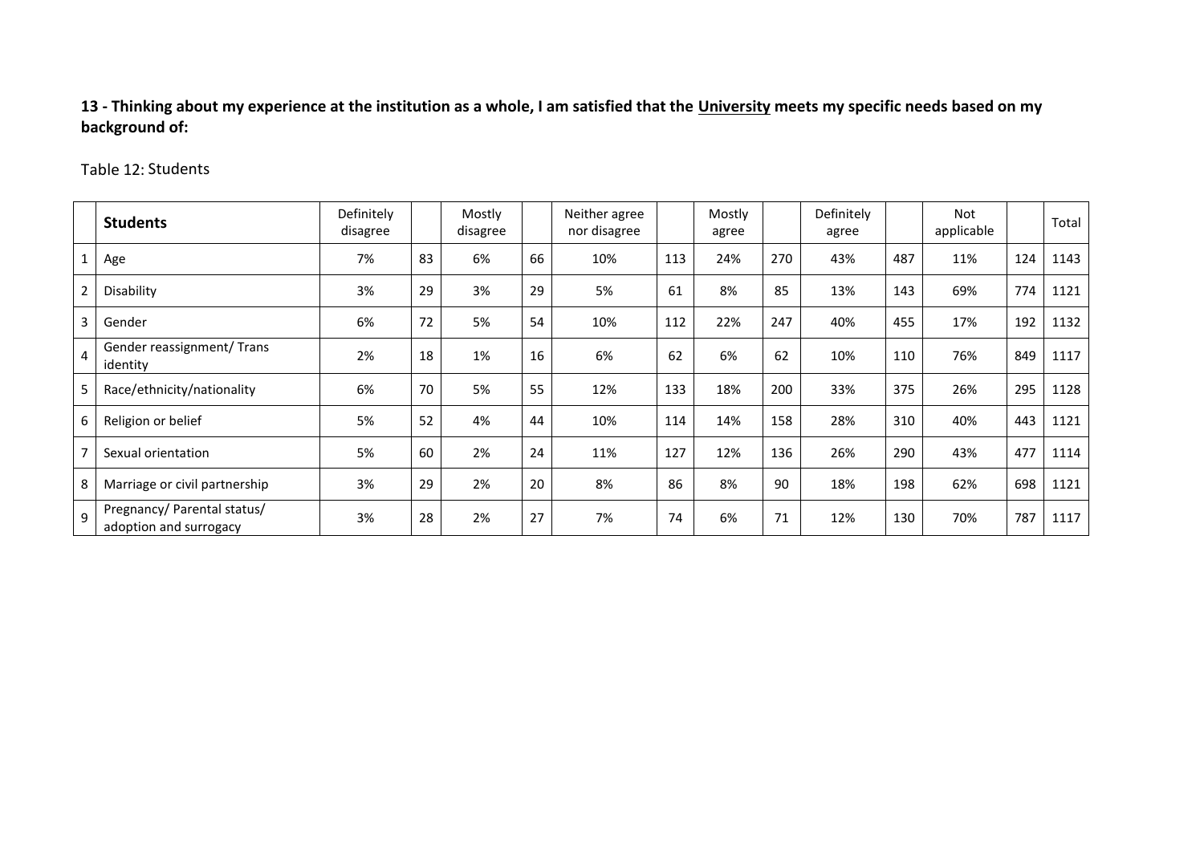**13 - Thinking about my experience at the institution as a whole, I am satisfied that the University meets my specific needs based on my background of:**

Table 12: Students

| | **Students** | Definitely disagree | | Mostly disagree | | Neither agree nor disagree | | Mostly agree | | Definitely agree | | Not applicable | | Total |
|---|---|---|---|---|---|---|---|---|---|---|---|---|---|---|
| 1 | Age | 7% | 83 | 6% | 66 | 10% | 113 | 24% | 270 | 43% | 487 | 11% | 124 | 1143 |
| 2 | Disability | 3% | 29 | 3% | 29 | 5% | 61 | 8% | 85 | 13% | 143 | 69% | 774 | 1121 |
| 3 | Gender | 6% | 72 | 5% | 54 | 10% | 112 | 22% | 247 | 40% | 455 | 17% | 192 | 1132 |
| 4 | Gender reassignment/ Trans identity | 2% | 18 | 1% | 16 | 6% | 62 | 6% | 62 | 10% | 110 | 76% | 849 | 1117 |
| 5 | Race/ethnicity/nationality | 6% | 70 | 5% | 55 | 12% | 133 | 18% | 200 | 33% | 375 | 26% | 295 | 1128 |
| 6 | Religion or belief | 5% | 52 | 4% | 44 | 10% | 114 | 14% | 158 | 28% | 310 | 40% | 443 | 1121 |
| 7 | Sexual orientation | 5% | 60 | 2% | 24 | 11% | 127 | 12% | 136 | 26% | 290 | 43% | 477 | 1114 |
| 8 | Marriage or civil partnership | 3% | 29 | 2% | 20 | 8% | 86 | 8% | 90 | 18% | 198 | 62% | 698 | 1121 |
| 9 | Pregnancy/ Parental status/ adoption and surrogacy | 3% | 28 | 2% | 27 | 7% | 74 | 6% | 71 | 12% | 130 | 70% | 787 | 1117 |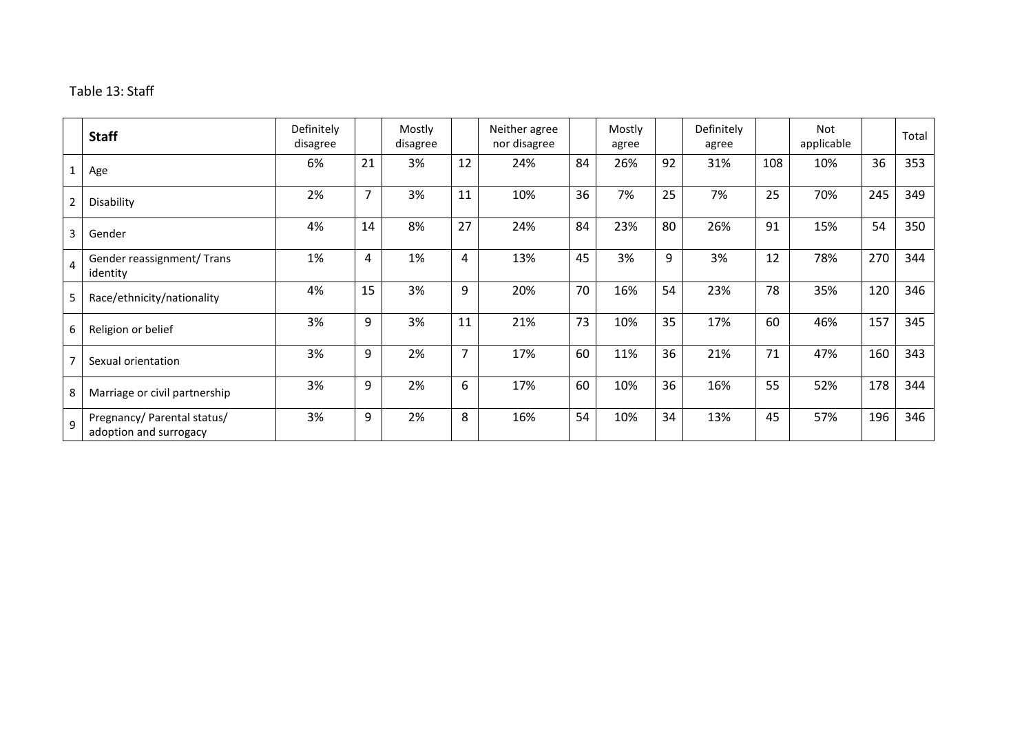Table 13: Staff

| | **Staff** | Definitely disagree | | Mostly disagree | | Neither agree nor disagree | | Mostly agree | | Definitely agree | | Not applicable | | Total |
|---|---|---|---|---|---|---|---|---|---|---|---|---|---|---|
| 1 | Age | 6% | 21 | 3% | 12 | 24% | 84 | 26% | 92 | 31% | 108 | 10% | 36 | 353 |
| 2 | Disability | 2% | 7 | 3% | 11 | 10% | 36 | 7% | 25 | 7% | 25 | 70% | 245 | 349 |
| 3 | Gender | 4% | 14 | 8% | 27 | 24% | 84 | 23% | 80 | 26% | 91 | 15% | 54 | 350 |
| 4 | Gender reassignment/ Trans identity | 1% | 4 | 1% | 4 | 13% | 45 | 3% | 9 | 3% | 12 | 78% | 270 | 344 |
| 5 | Race/ethnicity/nationality | 4% | 15 | 3% | 9 | 20% | 70 | 16% | 54 | 23% | 78 | 35% | 120 | 346 |
| 6 | Religion or belief | 3% | 9 | 3% | 11 | 21% | 73 | 10% | 35 | 17% | 60 | 46% | 157 | 345 |
| 7 | Sexual orientation | 3% | 9 | 2% | 7 | 17% | 60 | 11% | 36 | 21% | 71 | 47% | 160 | 343 |
| 8 | Marriage or civil partnership | 3% | 9 | 2% | 6 | 17% | 60 | 10% | 36 | 16% | 55 | 52% | 178 | 344 |
| 9 | Pregnancy/ Parental status/ adoption and surrogacy | 3% | 9 | 2% | 8 | 16% | 54 | 10% | 34 | 13% | 45 | 57% | 196 | 346 |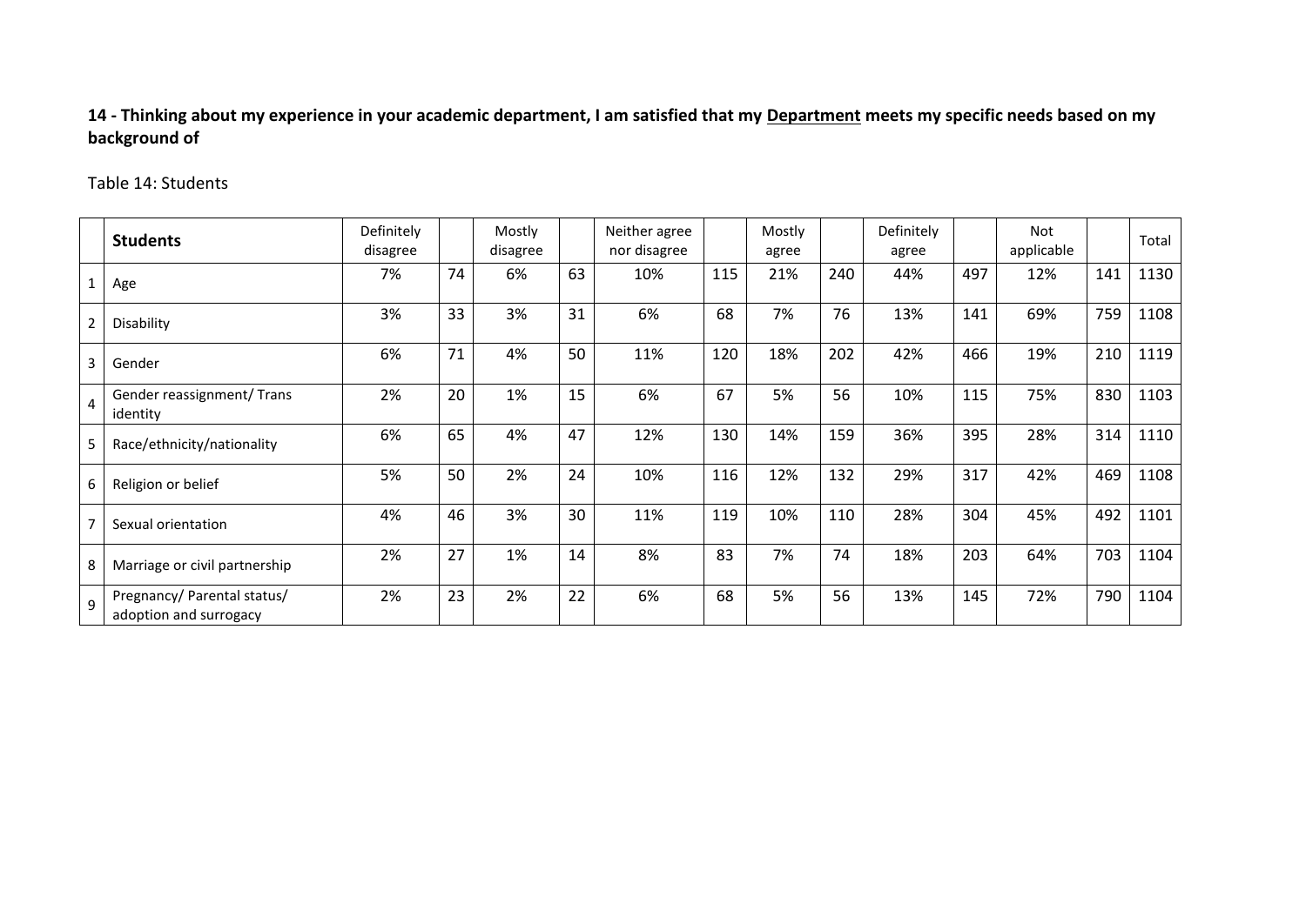**14 - Thinking about my experience in your academic department, I am satisfied that my <u>Department</u> meets my specific needs based on my background of**

Table 14: Students

| | **Students** | Definitely disagree | | Mostly disagree | | Neither agree nor disagree | | Mostly agree | | Definitely agree | | Not applicable | | Total |
|---|---|---|---|---|---|---|---|---|---|---|---|---|---|---|
| 1 | Age | 7% | 74 | 6% | 63 | 10% | 115 | 21% | 240 | 44% | 497 | 12% | 141 | 1130 |
| 2 | Disability | 3% | 33 | 3% | 31 | 6% | 68 | 7% | 76 | 13% | 141 | 69% | 759 | 1108 |
| 3 | Gender | 6% | 71 | 4% | 50 | 11% | 120 | 18% | 202 | 42% | 466 | 19% | 210 | 1119 |
| 4 | Gender reassignment/ Trans identity | 2% | 20 | 1% | 15 | 6% | 67 | 5% | 56 | 10% | 115 | 75% | 830 | 1103 |
| 5 | Race/ethnicity/nationality | 6% | 65 | 4% | 47 | 12% | 130 | 14% | 159 | 36% | 395 | 28% | 314 | 1110 |
| 6 | Religion or belief | 5% | 50 | 2% | 24 | 10% | 116 | 12% | 132 | 29% | 317 | 42% | 469 | 1108 |
| 7 | Sexual orientation | 4% | 46 | 3% | 30 | 11% | 119 | 10% | 110 | 28% | 304 | 45% | 492 | 1101 |
| 8 | Marriage or civil partnership | 2% | 27 | 1% | 14 | 8% | 83 | 7% | 74 | 18% | 203 | 64% | 703 | 1104 |
| 9 | Pregnancy/ Parental status/ adoption and surrogacy | 2% | 23 | 2% | 22 | 6% | 68 | 5% | 56 | 13% | 145 | 72% | 790 | 1104 |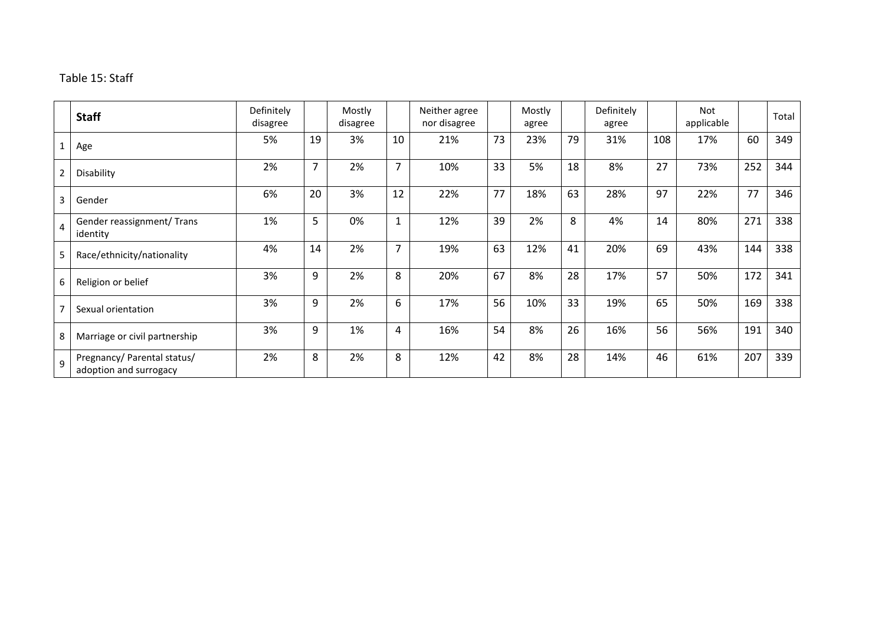Table 15: Staff

| | **Staff** | Definitely disagree | | Mostly disagree | | Neither agree nor disagree | | Mostly agree | | Definitely agree | | Not applicable | | Total |
|---|---|---|---|---|---|---|---|---|---|---|---|---|---|---|
| 1 | Age | 5% | 19 | 3% | 10 | 21% | 73 | 23% | 79 | 31% | 108 | 17% | 60 | 349 |
| 2 | Disability | 2% | 7 | 2% | 7 | 10% | 33 | 5% | 18 | 8% | 27 | 73% | 252 | 344 |
| 3 | Gender | 6% | 20 | 3% | 12 | 22% | 77 | 18% | 63 | 28% | 97 | 22% | 77 | 346 |
| 4 | Gender reassignment/ Trans identity | 1% | 5 | 0% | 1 | 12% | 39 | 2% | 8 | 4% | 14 | 80% | 271 | 338 |
| 5 | Race/ethnicity/nationality | 4% | 14 | 2% | 7 | 19% | 63 | 12% | 41 | 20% | 69 | 43% | 144 | 338 |
| 6 | Religion or belief | 3% | 9 | 2% | 8 | 20% | 67 | 8% | 28 | 17% | 57 | 50% | 172 | 341 |
| 7 | Sexual orientation | 3% | 9 | 2% | 6 | 17% | 56 | 10% | 33 | 19% | 65 | 50% | 169 | 338 |
| 8 | Marriage or civil partnership | 3% | 9 | 1% | 4 | 16% | 54 | 8% | 26 | 16% | 56 | 56% | 191 | 340 |
| 9 | Pregnancy/ Parental status/ adoption and surrogacy | 2% | 8 | 2% | 8 | 12% | 42 | 8% | 28 | 14% | 46 | 61% | 207 | 339 |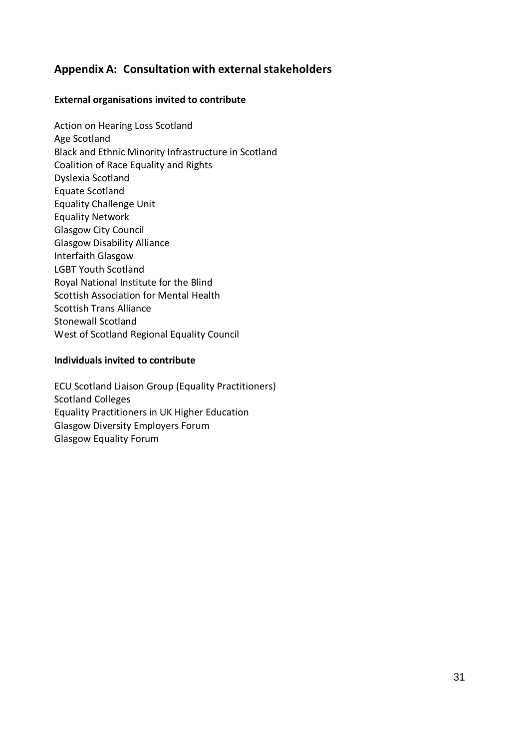## Appendix A: Consultation with external stakeholders

### External organisations invited to contribute

Action on Hearing Loss Scotland
Age Scotland
Black and Ethnic Minority Infrastructure in Scotland
Coalition of Race Equality and Rights
Dyslexia Scotland
Equate Scotland
Equality Challenge Unit
Equality Network
Glasgow City Council
Glasgow Disability Alliance
Interfaith Glasgow
LGBT Youth Scotland
Royal National Institute for the Blind
Scottish Association for Mental Health
Scottish Trans Alliance
Stonewall Scotland
West of Scotland Regional Equality Council

### Individuals invited to contribute

ECU Scotland Liaison Group (Equality Practitioners)
Scotland Colleges
Equality Practitioners in UK Higher Education
Glasgow Diversity Employers Forum
Glasgow Equality Forum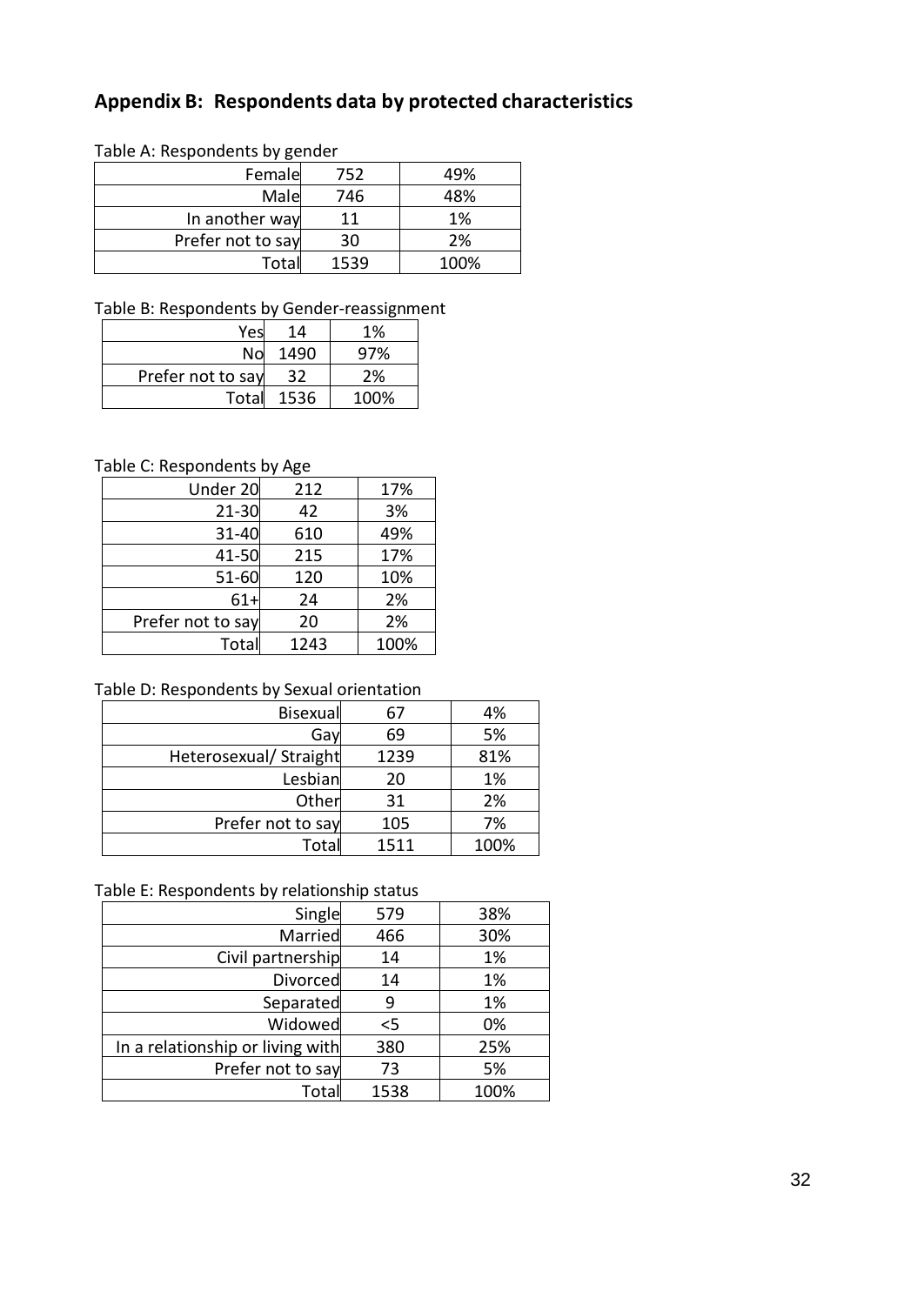## Appendix B: Respondents data by protected characteristics

Table A: Respondents by gender

| | | |
|---|---|---|
| Female | 752 | 49% |
| Male | 746 | 48% |
| In another way | 11 | 1% |
| Prefer not to say | 30 | 2% |
| Total | 1539 | 100% |

Table B: Respondents by Gender-reassignment

| | | |
|---|---|---|
| Yes | 14 | 1% |
| No | 1490 | 97% |
| Prefer not to say | 32 | 2% |
| Total | 1536 | 100% |

Table C: Respondents by Age

| | | |
|---|---|---|
| Under 20 | 212 | 17% |
| 21-30 | 42 | 3% |
| 31-40 | 610 | 49% |
| 41-50 | 215 | 17% |
| 51-60 | 120 | 10% |
| 61+ | 24 | 2% |
| Prefer not to say | 20 | 2% |
| Total | 1243 | 100% |

Table D: Respondents by Sexual orientation

| | | |
|---|---|---|
| Bisexual | 67 | 4% |
| Gay | 69 | 5% |
| Heterosexual/ Straight | 1239 | 81% |
| Lesbian | 20 | 1% |
| Other | 31 | 2% |
| Prefer not to say | 105 | 7% |
| Total | 1511 | 100% |

Table E: Respondents by relationship status

| | | |
|---|---|---|
| Single | 579 | 38% |
| Married | 466 | 30% |
| Civil partnership | 14 | 1% |
| Divorced | 14 | 1% |
| Separated | 9 | 1% |
| Widowed | <5 | 0% |
| In a relationship or living with | 380 | 25% |
| Prefer not to say | 73 | 5% |
| Total | 1538 | 100% |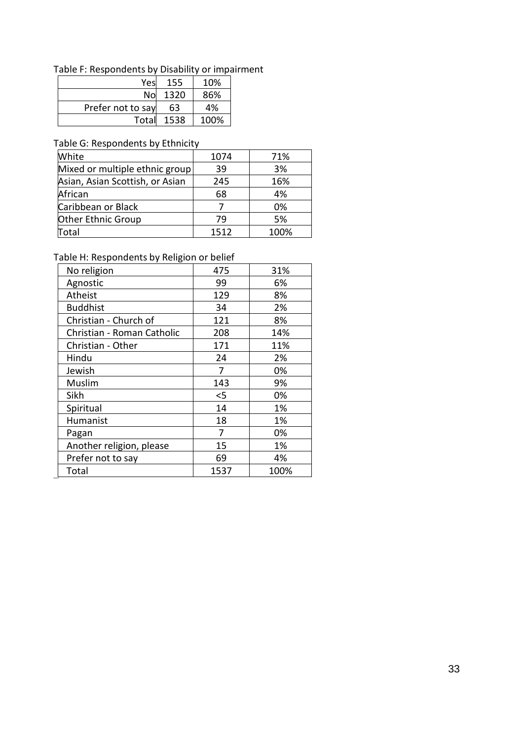Table F: Respondents by Disability or impairment

| | | |
|---|---|---|
| Yes | 155 | 10% |
| No | 1320 | 86% |
| Prefer not to say | 63 | 4% |
| Total | 1538 | 100% |

Table G: Respondents by Ethnicity

| | | |
|---|---|---|
| White | 1074 | 71% |
| Mixed or multiple ethnic group | 39 | 3% |
| Asian, Asian Scottish, or Asian | 245 | 16% |
| African | 68 | 4% |
| Caribbean or Black | 7 | 0% |
| Other Ethnic Group | 79 | 5% |
| Total | 1512 | 100% |

Table H: Respondents by Religion or belief

| | | |
|---|---|---|
| No religion | 475 | 31% |
| Agnostic | 99 | 6% |
| Atheist | 129 | 8% |
| Buddhist | 34 | 2% |
| Christian - Church of | 121 | 8% |
| Christian - Roman Catholic | 208 | 14% |
| Christian - Other | 171 | 11% |
| Hindu | 24 | 2% |
| Jewish | 7 | 0% |
| Muslim | 143 | 9% |
| Sikh | <5 | 0% |
| Spiritual | 14 | 1% |
| Humanist | 18 | 1% |
| Pagan | 7 | 0% |
| Another religion, please | 15 | 1% |
| Prefer not to say | 69 | 4% |
| Total | 1537 | 100% |